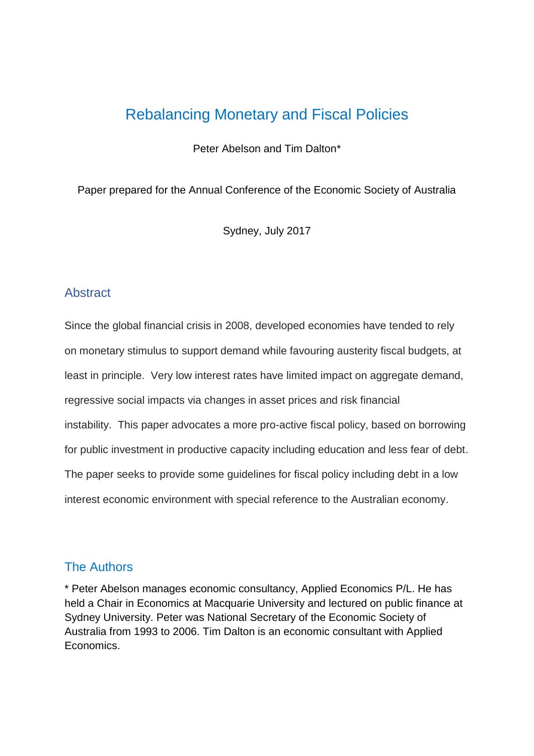# Rebalancing Monetary and Fiscal Policies

Peter Abelson and Tim Dalton*

Paper prepared for the Annual Conference of the Economic Society of Australia

Sydney, July 2017

## Abstract

Since the global financial crisis in 2008, developed economies have tended to rely on monetary stimulus to support demand while favouring austerity fiscal budgets, at least in principle. Very low interest rates have limited impact on aggregate demand, regressive social impacts via changes in asset prices and risk financial instability. This paper advocates a more pro-active fiscal policy, based on borrowing for public investment in productive capacity including education and less fear of debt. The paper seeks to provide some guidelines for fiscal policy including debt in a low interest economic environment with special reference to the Australian economy.

## The Authors

* Peter Abelson manages economic consultancy, Applied Economics P/L. He has held a Chair in Economics at Macquarie University and lectured on public finance at Sydney University. Peter was National Secretary of the Economic Society of Australia from 1993 to 2006. Tim Dalton is an economic consultant with Applied Economics.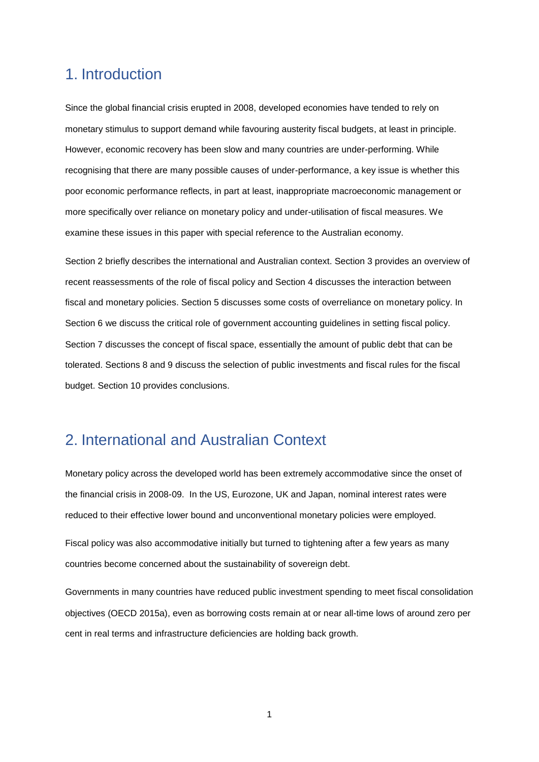# 1. Introduction

Since the global financial crisis erupted in 2008, developed economies have tended to rely on monetary stimulus to support demand while favouring austerity fiscal budgets, at least in principle. However, economic recovery has been slow and many countries are under-performing. While recognising that there are many possible causes of under-performance, a key issue is whether this poor economic performance reflects, in part at least, inappropriate macroeconomic management or more specifically over reliance on monetary policy and under-utilisation of fiscal measures. We examine these issues in this paper with special reference to the Australian economy.

Section 2 briefly describes the international and Australian context. Section 3 provides an overview of recent reassessments of the role of fiscal policy and Section 4 discusses the interaction between fiscal and monetary policies. Section 5 discusses some costs of overreliance on monetary policy. In Section 6 we discuss the critical role of government accounting guidelines in setting fiscal policy. Section 7 discusses the concept of fiscal space, essentially the amount of public debt that can be tolerated. Sections 8 and 9 discuss the selection of public investments and fiscal rules for the fiscal budget. Section 10 provides conclusions.

# 2. International and Australian Context

Monetary policy across the developed world has been extremely accommodative since the onset of the financial crisis in 2008-09. In the US, Eurozone, UK and Japan, nominal interest rates were reduced to their effective lower bound and unconventional monetary policies were employed.

Fiscal policy was also accommodative initially but turned to tightening after a few years as many countries become concerned about the sustainability of sovereign debt.

Governments in many countries have reduced public investment spending to meet fiscal consolidation objectives (OECD 2015a), even as borrowing costs remain at or near all-time lows of around zero per cent in real terms and infrastructure deficiencies are holding back growth.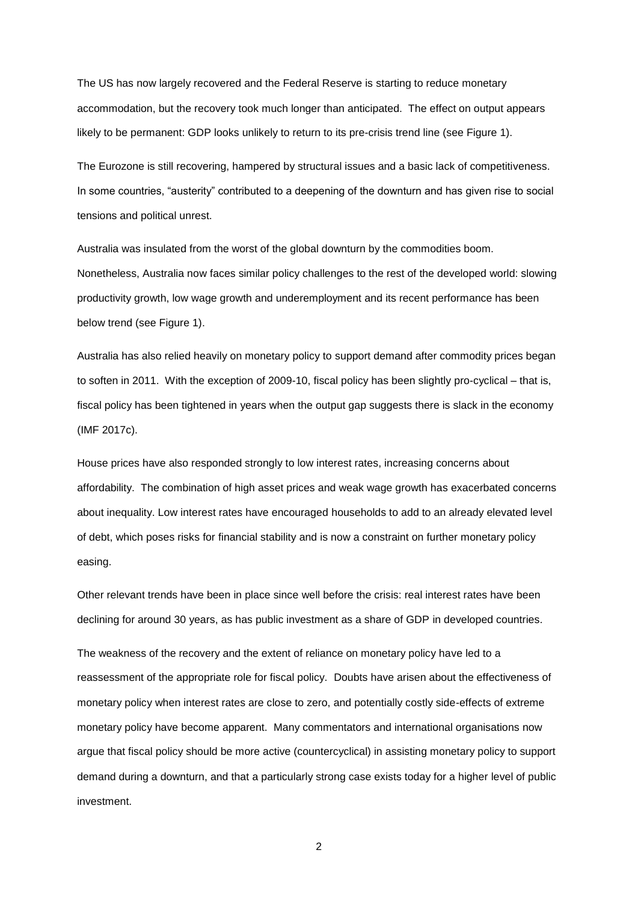The US has now largely recovered and the Federal Reserve is starting to reduce monetary accommodation, but the recovery took much longer than anticipated. The effect on output appears likely to be permanent: GDP looks unlikely to return to its pre-crisis trend line (see Figure 1).

The Eurozone is still recovering, hampered by structural issues and a basic lack of competitiveness. In some countries, "austerity" contributed to a deepening of the downturn and has given rise to social tensions and political unrest.

Australia was insulated from the worst of the global downturn by the commodities boom. Nonetheless, Australia now faces similar policy challenges to the rest of the developed world: slowing productivity growth, low wage growth and underemployment and its recent performance has been below trend (see Figure 1).

Australia has also relied heavily on monetary policy to support demand after commodity prices began to soften in 2011. With the exception of 2009-10, fiscal policy has been slightly pro-cyclical – that is, fiscal policy has been tightened in years when the output gap suggests there is slack in the economy (IMF 2017c).

House prices have also responded strongly to low interest rates, increasing concerns about affordability. The combination of high asset prices and weak wage growth has exacerbated concerns about inequality. Low interest rates have encouraged households to add to an already elevated level of debt, which poses risks for financial stability and is now a constraint on further monetary policy easing.

Other relevant trends have been in place since well before the crisis: real interest rates have been declining for around 30 years, as has public investment as a share of GDP in developed countries.

The weakness of the recovery and the extent of reliance on monetary policy have led to a reassessment of the appropriate role for fiscal policy. Doubts have arisen about the effectiveness of monetary policy when interest rates are close to zero, and potentially costly side-effects of extreme monetary policy have become apparent. Many commentators and international organisations now argue that fiscal policy should be more active (countercyclical) in assisting monetary policy to support demand during a downturn, and that a particularly strong case exists today for a higher level of public investment.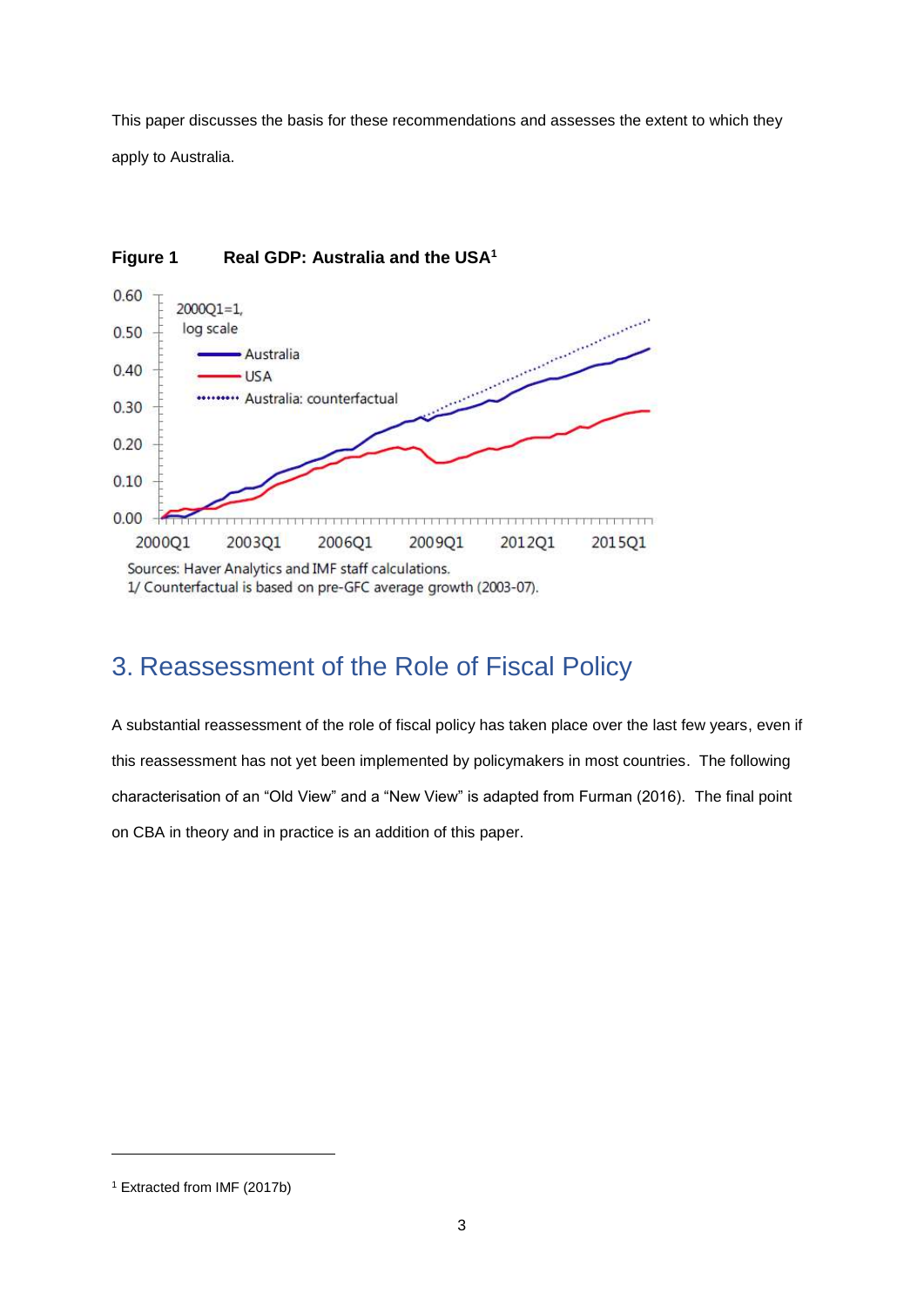This paper discusses the basis for these recommendations and assesses the extent to which they apply to Australia.

**Figure 1 Real GDP: Australia and the USA**[1]

Sources: Haver Analytics and IMF staff calculations.
1/ Counterfactual is based on pre-GFC average growth (2003-07).

## 3. Reassessment of the Role of Fiscal Policy

A substantial reassessment of the role of fiscal policy has taken place over the last few years, even if this reassessment has not yet been implemented by policymakers in most countries. The following characterisation of an "Old View" and a "New View" is adapted from Furman (2016). The final point on CBA in theory and in practice is an addition of this paper.

---

[1] Extracted from IMF (2017b)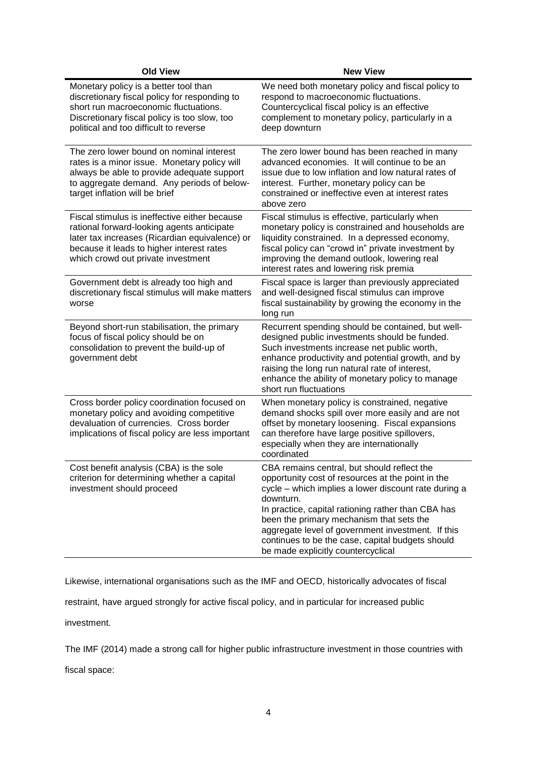| Old View | New View |
|---|---|
| Monetary policy is a better tool than discretionary fiscal policy for responding to short run macroeconomic fluctuations. Discretionary fiscal policy is too slow, too political and too difficult to reverse | We need both monetary policy and fiscal policy to respond to macroeconomic fluctuations. Countercyclical fiscal policy is an effective complement to monetary policy, particularly in a deep downturn |
| The zero lower bound on nominal interest rates is a minor issue. Monetary policy will always be able to provide adequate support to aggregate demand. Any periods of below-target inflation will be brief | The zero lower bound has been reached in many advanced economies. It will continue to be an issue due to low inflation and low natural rates of interest. Further, monetary policy can be constrained or ineffective even at interest rates above zero |
| Fiscal stimulus is ineffective either because rational forward-looking agents anticipate later tax increases (Ricardian equivalence) or because it leads to higher interest rates which crowd out private investment | Fiscal stimulus is effective, particularly when monetary policy is constrained and households are liquidity constrained. In a depressed economy, fiscal policy can "crowd in" private investment by improving the demand outlook, lowering real interest rates and lowering risk premia |
| Government debt is already too high and discretionary fiscal stimulus will make matters worse | Fiscal space is larger than previously appreciated and well-designed fiscal stimulus can improve fiscal sustainability by growing the economy in the long run |
| Beyond short-run stabilisation, the primary focus of fiscal policy should be on consolidation to prevent the build-up of government debt | Recurrent spending should be contained, but well-designed public investments should be funded. Such investments increase net public worth, enhance productivity and potential growth, and by raising the long run natural rate of interest, enhance the ability of monetary policy to manage short run fluctuations |
| Cross border policy coordination focused on monetary policy and avoiding competitive devaluation of currencies. Cross border implications of fiscal policy are less important | When monetary policy is constrained, negative demand shocks spill over more easily and are not offset by monetary loosening. Fiscal expansions can therefore have large positive spillovers, especially when they are internationally coordinated |
| Cost benefit analysis (CBA) is the sole criterion for determining whether a capital investment should proceed | CBA remains central, but should reflect the opportunity cost of resources at the point in the cycle – which implies a lower discount rate during a downturn.<br>In practice, capital rationing rather than CBA has been the primary mechanism that sets the aggregate level of government investment. If this continues to be the case, capital budgets should be made explicitly countercyclical |

Likewise, international organisations such as the IMF and OECD, historically advocates of fiscal restraint, have argued strongly for active fiscal policy, and in particular for increased public investment.

The IMF (2014) made a strong call for higher public infrastructure investment in those countries with fiscal space: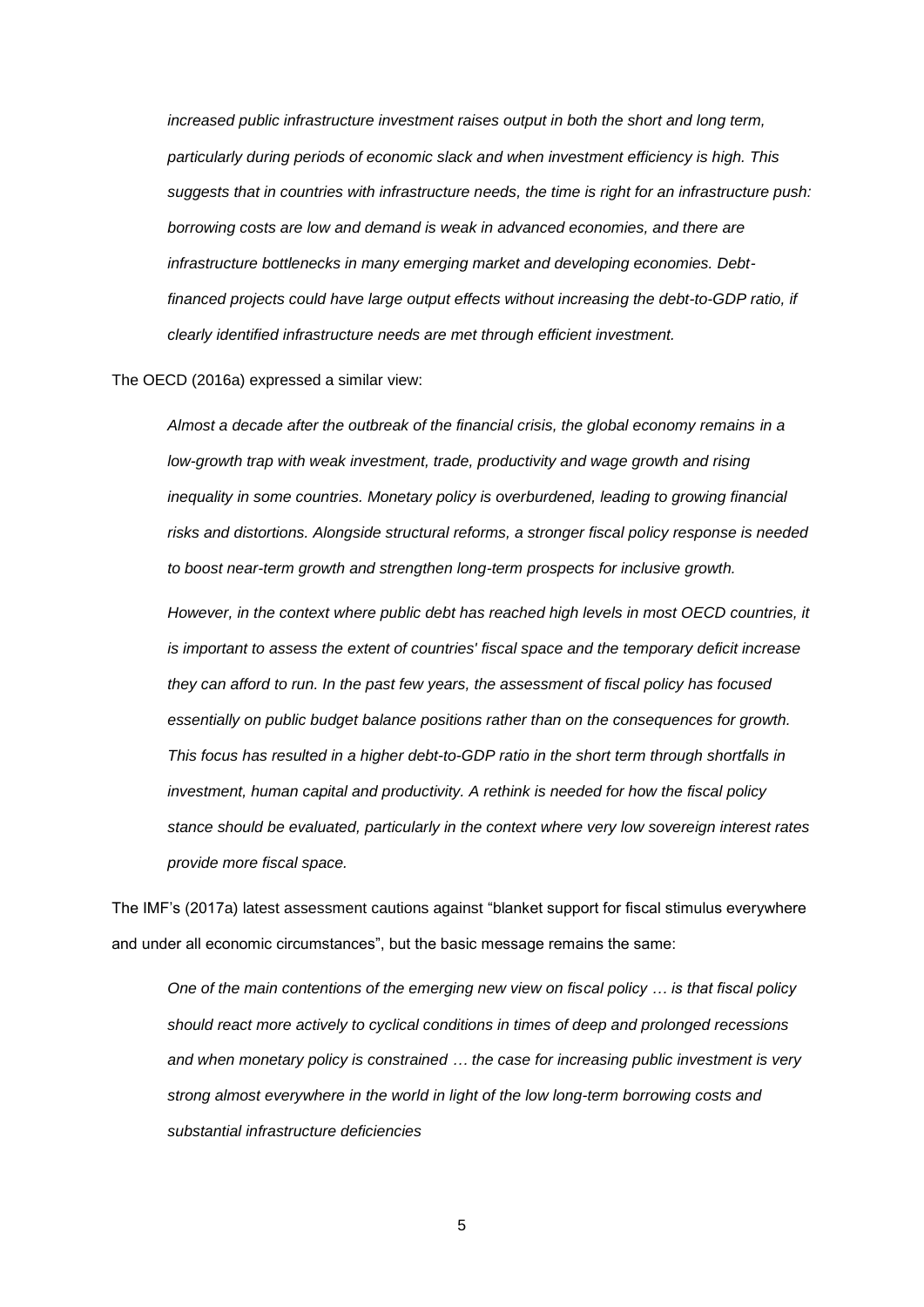*increased public infrastructure investment raises output in both the short and long term, particularly during periods of economic slack and when investment efficiency is high. This suggests that in countries with infrastructure needs, the time is right for an infrastructure push: borrowing costs are low and demand is weak in advanced economies, and there are infrastructure bottlenecks in many emerging market and developing economies. Debt-financed projects could have large output effects without increasing the debt-to-GDP ratio, if clearly identified infrastructure needs are met through efficient investment.*

The OECD (2016a) expressed a similar view:

> *Almost a decade after the outbreak of the financial crisis, the global economy remains in a low-growth trap with weak investment, trade, productivity and wage growth and rising inequality in some countries. Monetary policy is overburdened, leading to growing financial risks and distortions. Alongside structural reforms, a stronger fiscal policy response is needed to boost near-term growth and strengthen long-term prospects for inclusive growth.*
>
> *However, in the context where public debt has reached high levels in most OECD countries, it is important to assess the extent of countries' fiscal space and the temporary deficit increase they can afford to run. In the past few years, the assessment of fiscal policy has focused essentially on public budget balance positions rather than on the consequences for growth. This focus has resulted in a higher debt-to-GDP ratio in the short term through shortfalls in investment, human capital and productivity. A rethink is needed for how the fiscal policy stance should be evaluated, particularly in the context where very low sovereign interest rates provide more fiscal space.*

The IMF's (2017a) latest assessment cautions against "blanket support for fiscal stimulus everywhere and under all economic circumstances", but the basic message remains the same:

> *One of the main contentions of the emerging new view on fiscal policy … is that fiscal policy should react more actively to cyclical conditions in times of deep and prolonged recessions and when monetary policy is constrained … the case for increasing public investment is very strong almost everywhere in the world in light of the low long-term borrowing costs and substantial infrastructure deficiencies*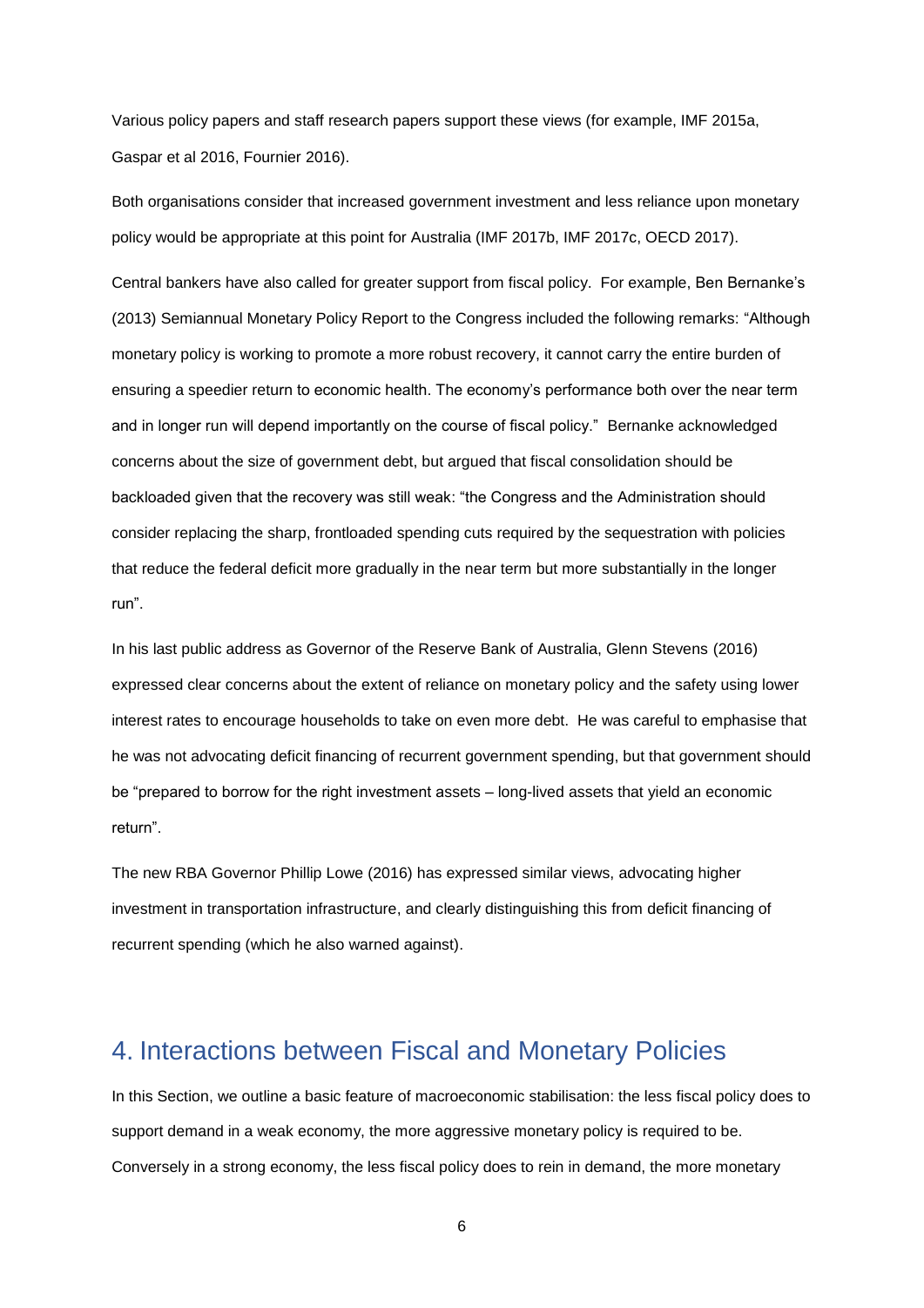Various policy papers and staff research papers support these views (for example, IMF 2015a, Gaspar et al 2016, Fournier 2016).

Both organisations consider that increased government investment and less reliance upon monetary policy would be appropriate at this point for Australia (IMF 2017b, IMF 2017c, OECD 2017).

Central bankers have also called for greater support from fiscal policy. For example, Ben Bernanke's (2013) Semiannual Monetary Policy Report to the Congress included the following remarks: "Although monetary policy is working to promote a more robust recovery, it cannot carry the entire burden of ensuring a speedier return to economic health. The economy's performance both over the near term and in longer run will depend importantly on the course of fiscal policy." Bernanke acknowledged concerns about the size of government debt, but argued that fiscal consolidation should be backloaded given that the recovery was still weak: "the Congress and the Administration should consider replacing the sharp, frontloaded spending cuts required by the sequestration with policies that reduce the federal deficit more gradually in the near term but more substantially in the longer run".

In his last public address as Governor of the Reserve Bank of Australia, Glenn Stevens (2016) expressed clear concerns about the extent of reliance on monetary policy and the safety using lower interest rates to encourage households to take on even more debt. He was careful to emphasise that he was not advocating deficit financing of recurrent government spending, but that government should be "prepared to borrow for the right investment assets – long-lived assets that yield an economic return".

The new RBA Governor Phillip Lowe (2016) has expressed similar views, advocating higher investment in transportation infrastructure, and clearly distinguishing this from deficit financing of recurrent spending (which he also warned against).

## 4. Interactions between Fiscal and Monetary Policies

In this Section, we outline a basic feature of macroeconomic stabilisation: the less fiscal policy does to support demand in a weak economy, the more aggressive monetary policy is required to be. Conversely in a strong economy, the less fiscal policy does to rein in demand, the more monetary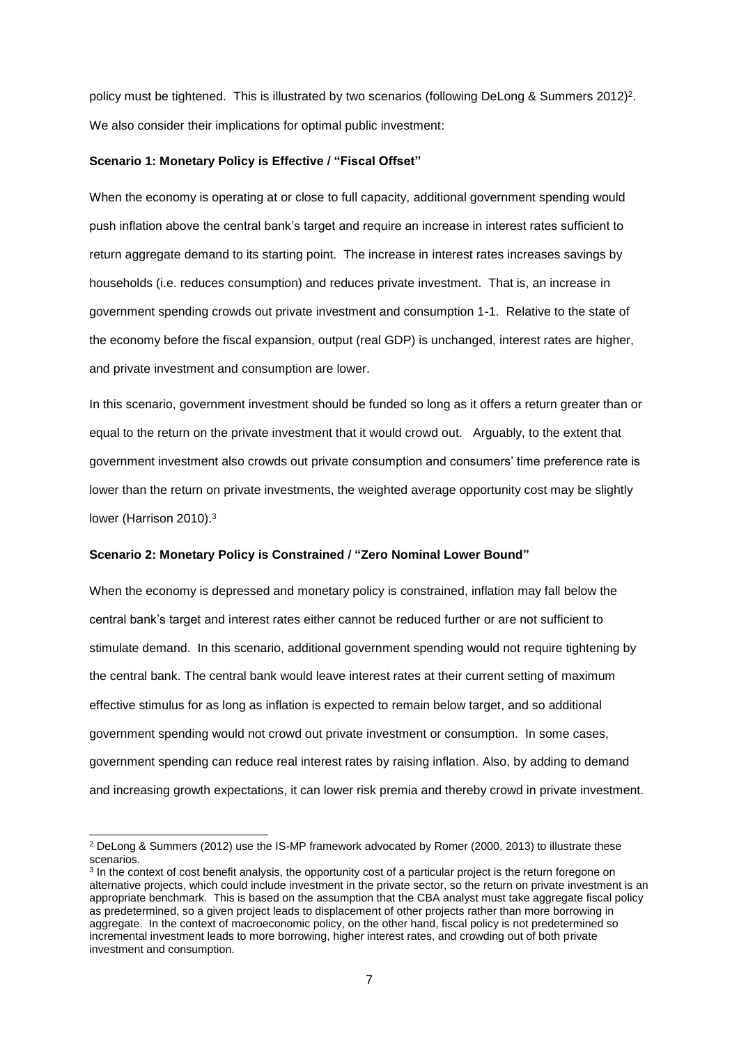policy must be tightened. This is illustrated by two scenarios (following DeLong & Summers 2012)[2]. We also consider their implications for optimal public investment:

**Scenario 1: Monetary Policy is Effective / "Fiscal Offset"**

When the economy is operating at or close to full capacity, additional government spending would push inflation above the central bank's target and require an increase in interest rates sufficient to return aggregate demand to its starting point. The increase in interest rates increases savings by households (i.e. reduces consumption) and reduces private investment. That is, an increase in government spending crowds out private investment and consumption 1-1. Relative to the state of the economy before the fiscal expansion, output (real GDP) is unchanged, interest rates are higher, and private investment and consumption are lower.

In this scenario, government investment should be funded so long as it offers a return greater than or equal to the return on the private investment that it would crowd out. Arguably, to the extent that government investment also crowds out private consumption and consumers' time preference rate is lower than the return on private investments, the weighted average opportunity cost may be slightly lower (Harrison 2010).[3]

**Scenario 2: Monetary Policy is Constrained / "Zero Nominal Lower Bound"**

When the economy is depressed and monetary policy is constrained, inflation may fall below the central bank's target and interest rates either cannot be reduced further or are not sufficient to stimulate demand. In this scenario, additional government spending would not require tightening by the central bank. The central bank would leave interest rates at their current setting of maximum effective stimulus for as long as inflation is expected to remain below target, and so additional government spending would not crowd out private investment or consumption. In some cases, government spending can reduce real interest rates by raising inflation. Also, by adding to demand and increasing growth expectations, it can lower risk premia and thereby crowd in private investment.

---

[2] DeLong & Summers (2012) use the IS-MP framework advocated by Romer (2000, 2013) to illustrate these scenarios.

[3] In the context of cost benefit analysis, the opportunity cost of a particular project is the return foregone on alternative projects, which could include investment in the private sector, so the return on private investment is an appropriate benchmark. This is based on the assumption that the CBA analyst must take aggregate fiscal policy as predetermined, so a given project leads to displacement of other projects rather than more borrowing in aggregate. In the context of macroeconomic policy, on the other hand, fiscal policy is not predetermined so incremental investment leads to more borrowing, higher interest rates, and crowding out of both private investment and consumption.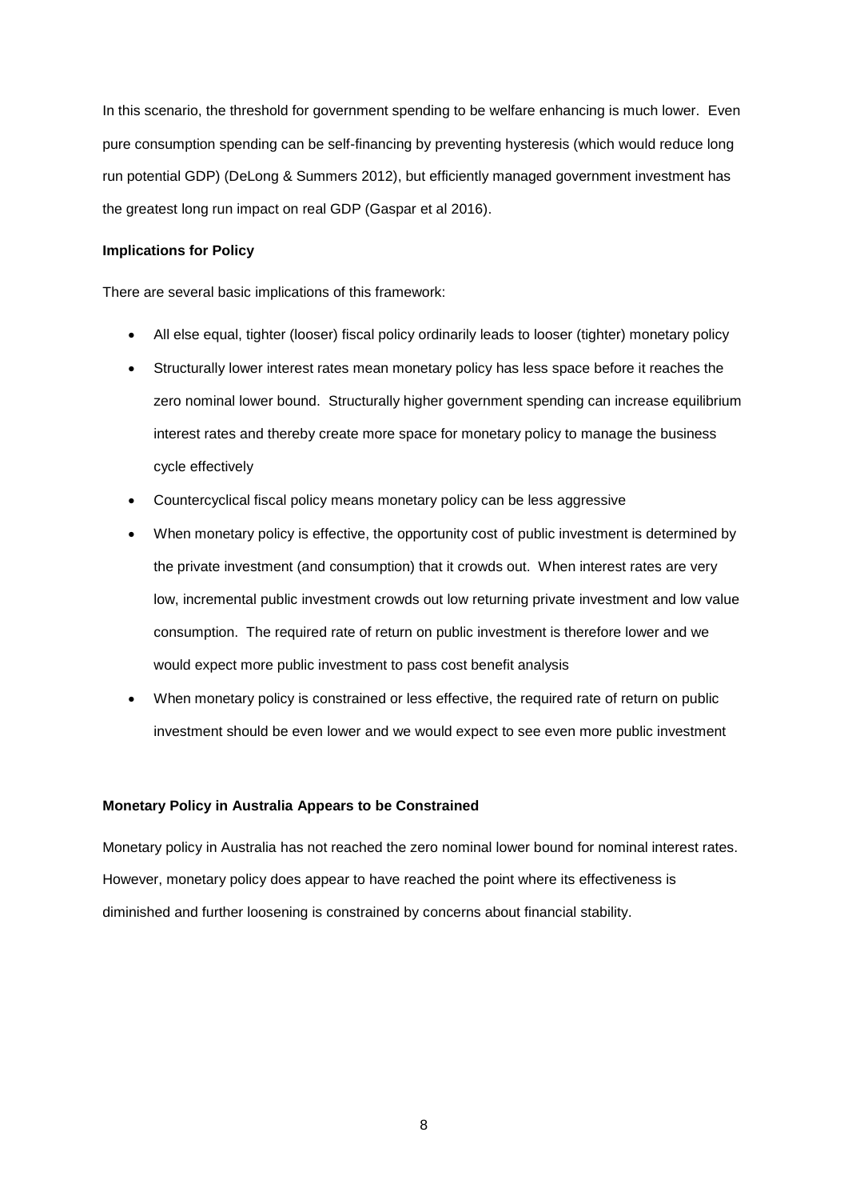In this scenario, the threshold for government spending to be welfare enhancing is much lower. Even pure consumption spending can be self-financing by preventing hysteresis (which would reduce long run potential GDP) (DeLong & Summers 2012), but efficiently managed government investment has the greatest long run impact on real GDP (Gaspar et al 2016).

**Implications for Policy**

There are several basic implications of this framework:

- All else equal, tighter (looser) fiscal policy ordinarily leads to looser (tighter) monetary policy
- Structurally lower interest rates mean monetary policy has less space before it reaches the zero nominal lower bound. Structurally higher government spending can increase equilibrium interest rates and thereby create more space for monetary policy to manage the business cycle effectively
- Countercyclical fiscal policy means monetary policy can be less aggressive
- When monetary policy is effective, the opportunity cost of public investment is determined by the private investment (and consumption) that it crowds out. When interest rates are very low, incremental public investment crowds out low returning private investment and low value consumption. The required rate of return on public investment is therefore lower and we would expect more public investment to pass cost benefit analysis
- When monetary policy is constrained or less effective, the required rate of return on public investment should be even lower and we would expect to see even more public investment

**Monetary Policy in Australia Appears to be Constrained**

Monetary policy in Australia has not reached the zero nominal lower bound for nominal interest rates. However, monetary policy does appear to have reached the point where its effectiveness is diminished and further loosening is constrained by concerns about financial stability.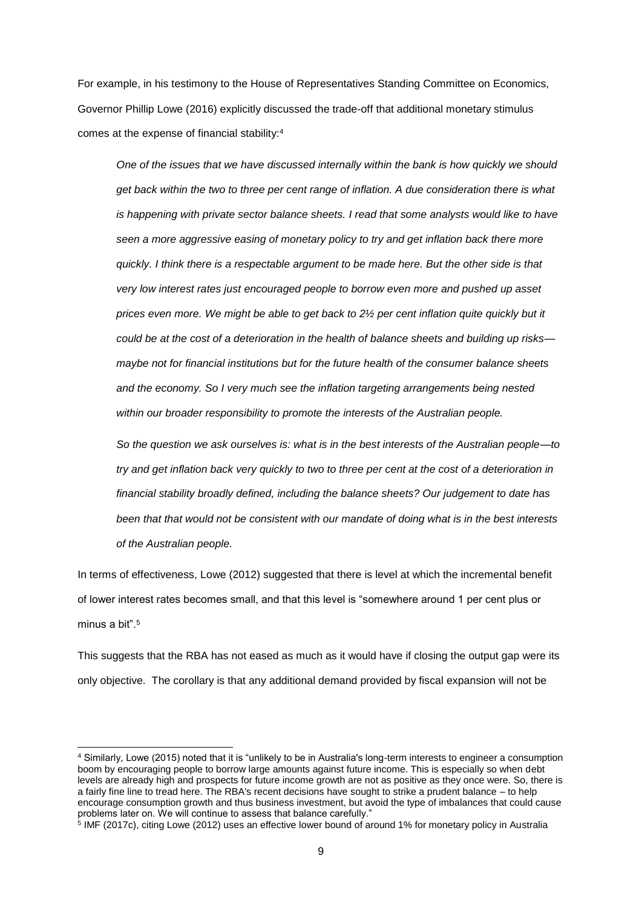For example, in his testimony to the House of Representatives Standing Committee on Economics, Governor Phillip Lowe (2016) explicitly discussed the trade-off that additional monetary stimulus comes at the expense of financial stability:[4]

> *One of the issues that we have discussed internally within the bank is how quickly we should get back within the two to three per cent range of inflation. A due consideration there is what is happening with private sector balance sheets. I read that some analysts would like to have seen a more aggressive easing of monetary policy to try and get inflation back there more quickly. I think there is a respectable argument to be made here. But the other side is that very low interest rates just encouraged people to borrow even more and pushed up asset prices even more. We might be able to get back to 2½ per cent inflation quite quickly but it could be at the cost of a deterioration in the health of balance sheets and building up risks—maybe not for financial institutions but for the future health of the consumer balance sheets and the economy. So I very much see the inflation targeting arrangements being nested within our broader responsibility to promote the interests of the Australian people.*
>
> *So the question we ask ourselves is: what is in the best interests of the Australian people—to try and get inflation back very quickly to two to three per cent at the cost of a deterioration in financial stability broadly defined, including the balance sheets? Our judgement to date has been that that would not be consistent with our mandate of doing what is in the best interests of the Australian people.*

In terms of effectiveness, Lowe (2012) suggested that there is level at which the incremental benefit of lower interest rates becomes small, and that this level is "somewhere around 1 per cent plus or minus a bit".[5]

This suggests that the RBA has not eased as much as it would have if closing the output gap were its only objective. The corollary is that any additional demand provided by fiscal expansion will not be

---

[4] Similarly, Lowe (2015) noted that it is "unlikely to be in Australia's long-term interests to engineer a consumption boom by encouraging people to borrow large amounts against future income. This is especially so when debt levels are already high and prospects for future income growth are not as positive as they once were. So, there is a fairly fine line to tread here. The RBA's recent decisions have sought to strike a prudent balance – to help encourage consumption growth and thus business investment, but avoid the type of imbalances that could cause problems later on. We will continue to assess that balance carefully."

[5] IMF (2017c), citing Lowe (2012) uses an effective lower bound of around 1% for monetary policy in Australia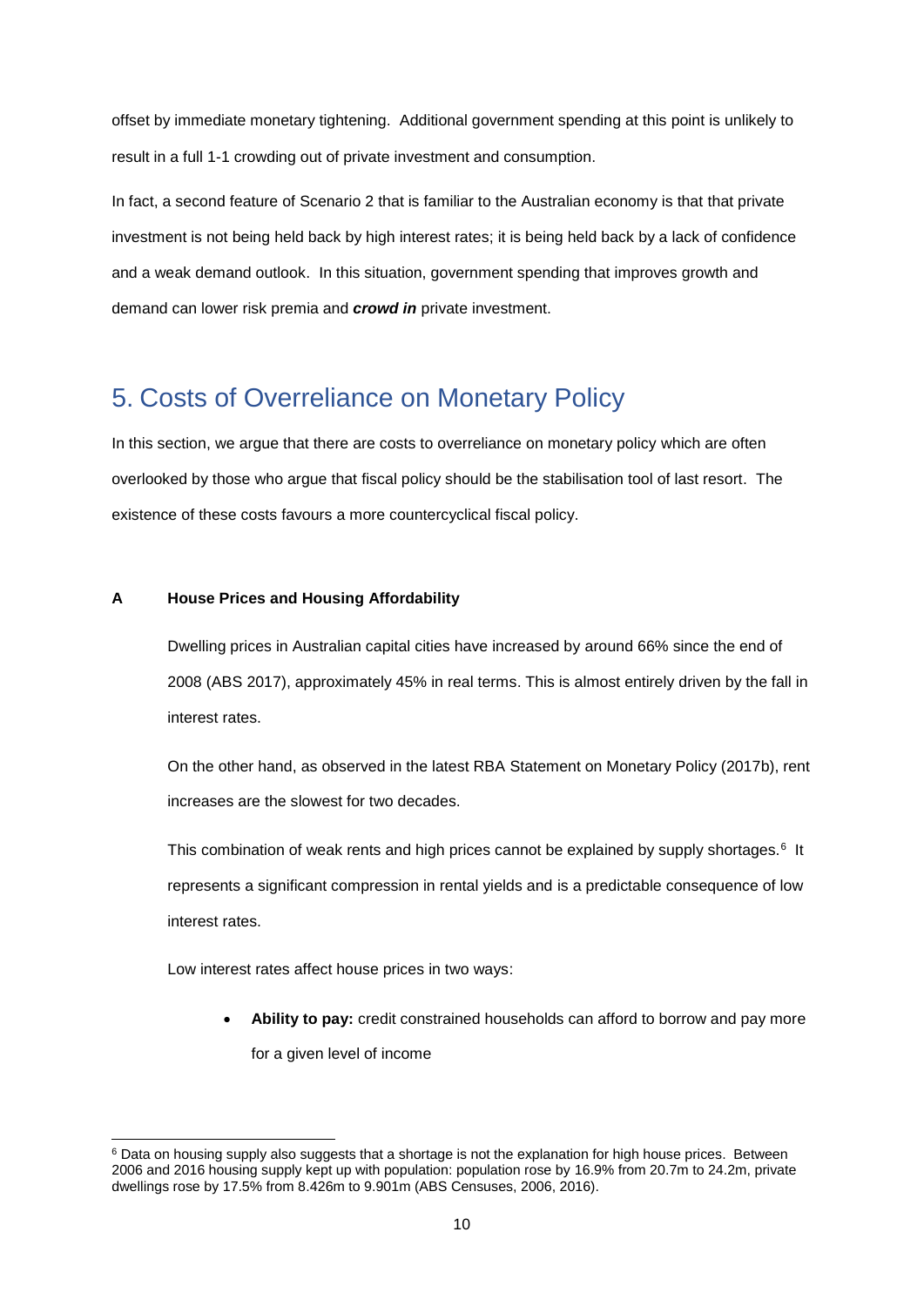offset by immediate monetary tightening. Additional government spending at this point is unlikely to result in a full 1-1 crowding out of private investment and consumption.

In fact, a second feature of Scenario 2 that is familiar to the Australian economy is that that private investment is not being held back by high interest rates; it is being held back by a lack of confidence and a weak demand outlook. In this situation, government spending that improves growth and demand can lower risk premia and ***crowd in*** private investment.

## 5. Costs of Overreliance on Monetary Policy

In this section, we argue that there are costs to overreliance on monetary policy which are often overlooked by those who argue that fiscal policy should be the stabilisation tool of last resort. The existence of these costs favours a more countercyclical fiscal policy.

### A House Prices and Housing Affordability

Dwelling prices in Australian capital cities have increased by around 66% since the end of 2008 (ABS 2017), approximately 45% in real terms. This is almost entirely driven by the fall in interest rates.

On the other hand, as observed in the latest RBA Statement on Monetary Policy (2017b), rent increases are the slowest for two decades.

This combination of weak rents and high prices cannot be explained by supply shortages.[6] It represents a significant compression in rental yields and is a predictable consequence of low interest rates.

Low interest rates affect house prices in two ways:

- **Ability to pay:** credit constrained households can afford to borrow and pay more for a given level of income

[6] Data on housing supply also suggests that a shortage is not the explanation for high house prices. Between 2006 and 2016 housing supply kept up with population: population rose by 16.9% from 20.7m to 24.2m, private dwellings rose by 17.5% from 8.426m to 9.901m (ABS Censuses, 2006, 2016).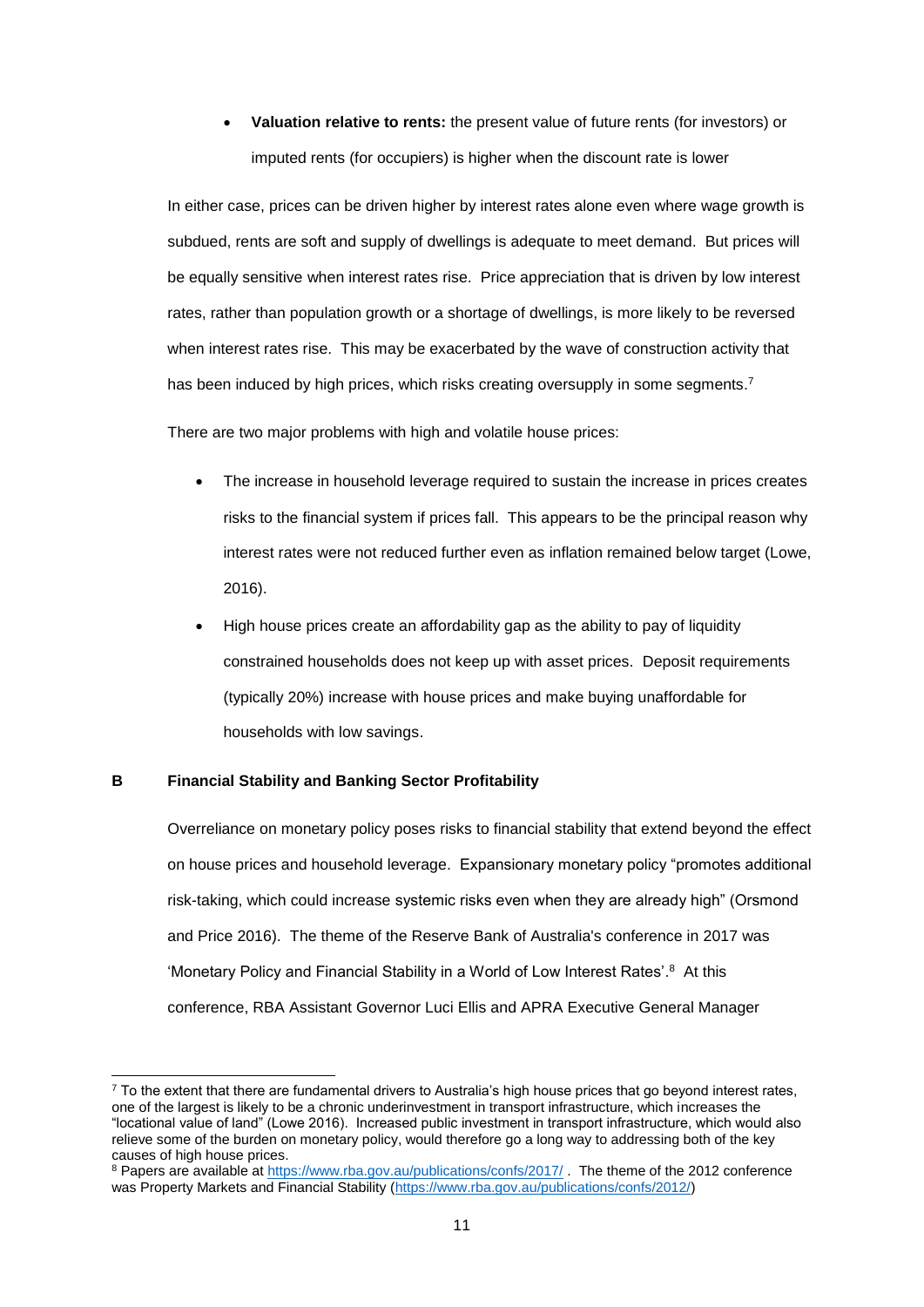- **Valuation relative to rents:** the present value of future rents (for investors) or imputed rents (for occupiers) is higher when the discount rate is lower

In either case, prices can be driven higher by interest rates alone even where wage growth is subdued, rents are soft and supply of dwellings is adequate to meet demand. But prices will be equally sensitive when interest rates rise. Price appreciation that is driven by low interest rates, rather than population growth or a shortage of dwellings, is more likely to be reversed when interest rates rise. This may be exacerbated by the wave of construction activity that has been induced by high prices, which risks creating oversupply in some segments.[7]

There are two major problems with high and volatile house prices:

- The increase in household leverage required to sustain the increase in prices creates risks to the financial system if prices fall. This appears to be the principal reason why interest rates were not reduced further even as inflation remained below target (Lowe, 2016).
- High house prices create an affordability gap as the ability to pay of liquidity constrained households does not keep up with asset prices. Deposit requirements (typically 20%) increase with house prices and make buying unaffordable for households with low savings.

## B Financial Stability and Banking Sector Profitability

Overreliance on monetary policy poses risks to financial stability that extend beyond the effect on house prices and household leverage. Expansionary monetary policy "promotes additional risk-taking, which could increase systemic risks even when they are already high" (Orsmond and Price 2016). The theme of the Reserve Bank of Australia's conference in 2017 was 'Monetary Policy and Financial Stability in a World of Low Interest Rates'.[8] At this conference, RBA Assistant Governor Luci Ellis and APRA Executive General Manager

---

[7] To the extent that there are fundamental drivers to Australia's high house prices that go beyond interest rates, one of the largest is likely to be a chronic underinvestment in transport infrastructure, which increases the "locational value of land" (Lowe 2016). Increased public investment in transport infrastructure, which would also relieve some of the burden on monetary policy, would therefore go a long way to addressing both of the key causes of high house prices.

[8] Papers are available at https://www.rba.gov.au/publications/confs/2017/ . The theme of the 2012 conference was Property Markets and Financial Stability (https://www.rba.gov.au/publications/confs/2012/)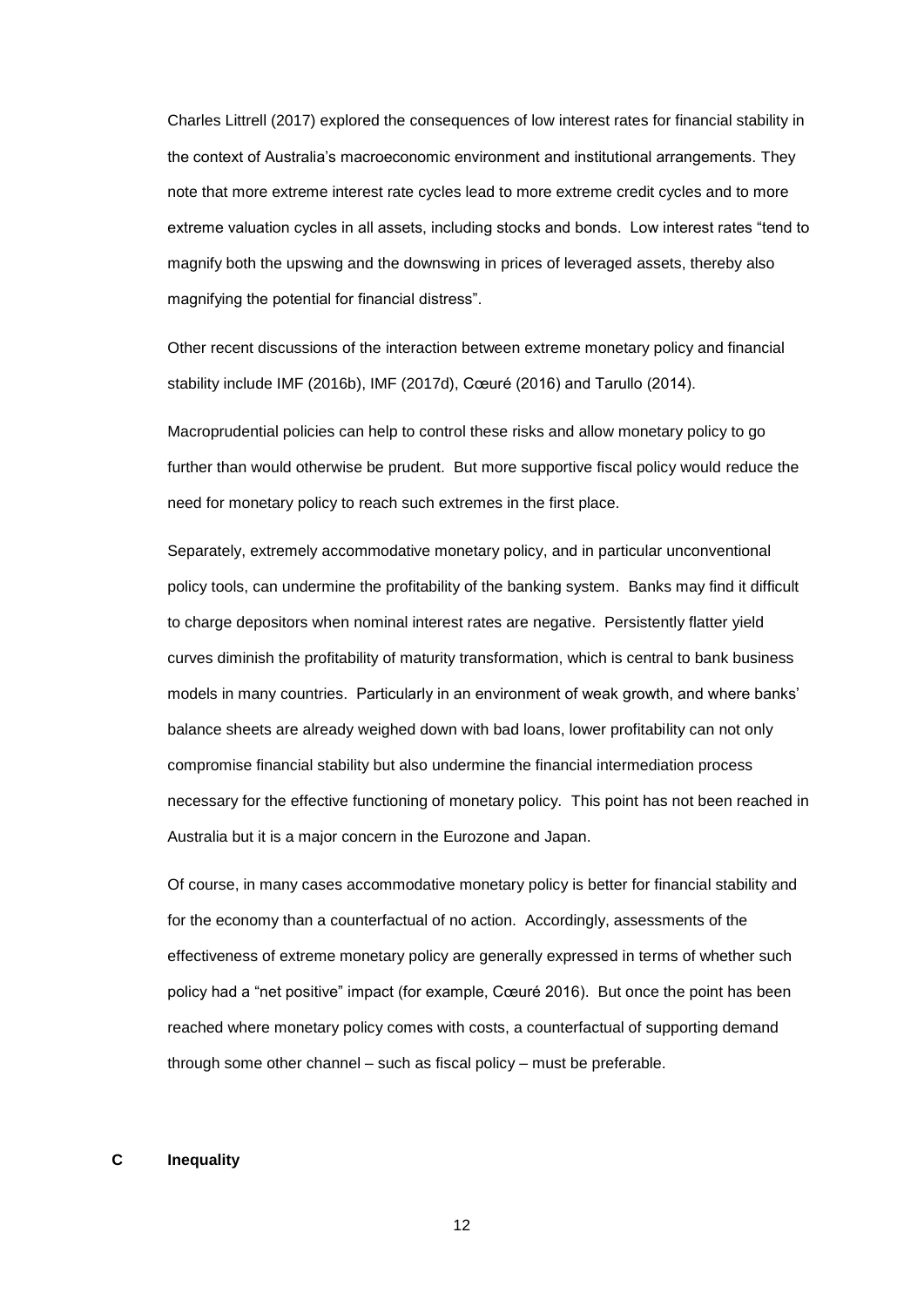Charles Littrell (2017) explored the consequences of low interest rates for financial stability in the context of Australia's macroeconomic environment and institutional arrangements. They note that more extreme interest rate cycles lead to more extreme credit cycles and to more extreme valuation cycles in all assets, including stocks and bonds. Low interest rates "tend to magnify both the upswing and the downswing in prices of leveraged assets, thereby also magnifying the potential for financial distress".

Other recent discussions of the interaction between extreme monetary policy and financial stability include IMF (2016b), IMF (2017d), Cœuré (2016) and Tarullo (2014).

Macroprudential policies can help to control these risks and allow monetary policy to go further than would otherwise be prudent. But more supportive fiscal policy would reduce the need for monetary policy to reach such extremes in the first place.

Separately, extremely accommodative monetary policy, and in particular unconventional policy tools, can undermine the profitability of the banking system. Banks may find it difficult to charge depositors when nominal interest rates are negative. Persistently flatter yield curves diminish the profitability of maturity transformation, which is central to bank business models in many countries. Particularly in an environment of weak growth, and where banks' balance sheets are already weighed down with bad loans, lower profitability can not only compromise financial stability but also undermine the financial intermediation process necessary for the effective functioning of monetary policy. This point has not been reached in Australia but it is a major concern in the Eurozone and Japan.

Of course, in many cases accommodative monetary policy is better for financial stability and for the economy than a counterfactual of no action. Accordingly, assessments of the effectiveness of extreme monetary policy are generally expressed in terms of whether such policy had a "net positive" impact (for example, Cœuré 2016). But once the point has been reached where monetary policy comes with costs, a counterfactual of supporting demand through some other channel – such as fiscal policy – must be preferable.

## C Inequality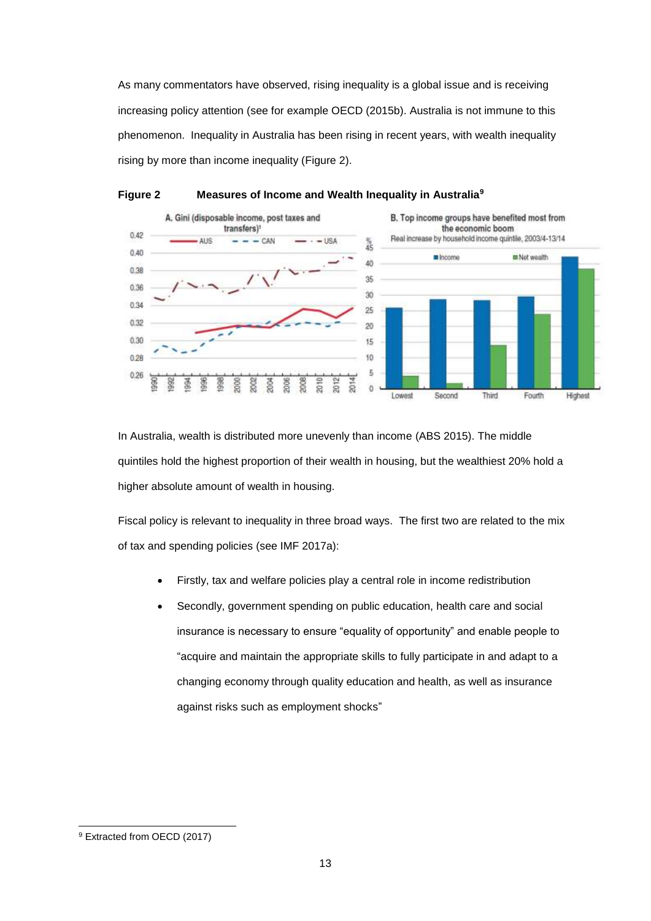As many commentators have observed, rising inequality is a global issue and is receiving increasing policy attention (see for example OECD (2015b). Australia is not immune to this phenomenon. Inequality in Australia has been rising in recent years, with wealth inequality rising by more than income inequality (Figure 2).

**Figure 2 Measures of Income and Wealth Inequality in Australia**[9]

In Australia, wealth is distributed more unevenly than income (ABS 2015). The middle quintiles hold the highest proportion of their wealth in housing, but the wealthiest 20% hold a higher absolute amount of wealth in housing.

Fiscal policy is relevant to inequality in three broad ways. The first two are related to the mix of tax and spending policies (see IMF 2017a):

- Firstly, tax and welfare policies play a central role in income redistribution
- Secondly, government spending on public education, health care and social insurance is necessary to ensure "equality of opportunity" and enable people to "acquire and maintain the appropriate skills to fully participate in and adapt to a changing economy through quality education and health, as well as insurance against risks such as employment shocks"

[9] Extracted from OECD (2017)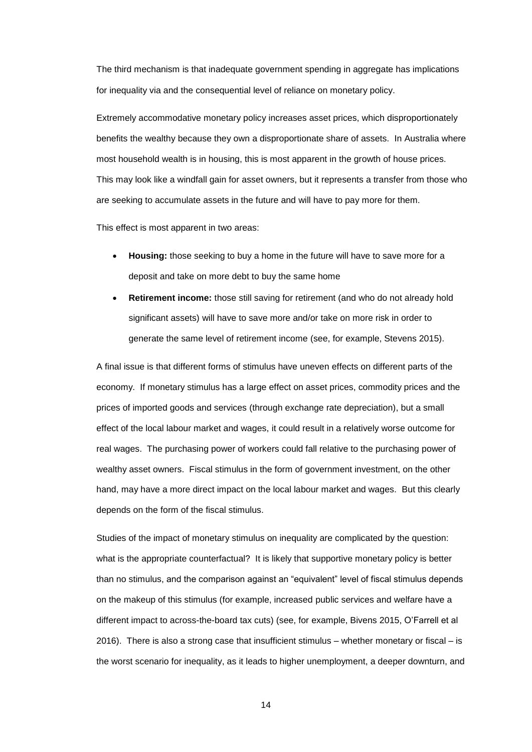The third mechanism is that inadequate government spending in aggregate has implications for inequality via and the consequential level of reliance on monetary policy.

Extremely accommodative monetary policy increases asset prices, which disproportionately benefits the wealthy because they own a disproportionate share of assets. In Australia where most household wealth is in housing, this is most apparent in the growth of house prices. This may look like a windfall gain for asset owners, but it represents a transfer from those who are seeking to accumulate assets in the future and will have to pay more for them.

This effect is most apparent in two areas:

- **Housing:** those seeking to buy a home in the future will have to save more for a deposit and take on more debt to buy the same home
- **Retirement income:** those still saving for retirement (and who do not already hold significant assets) will have to save more and/or take on more risk in order to generate the same level of retirement income (see, for example, Stevens 2015).

A final issue is that different forms of stimulus have uneven effects on different parts of the economy. If monetary stimulus has a large effect on asset prices, commodity prices and the prices of imported goods and services (through exchange rate depreciation), but a small effect of the local labour market and wages, it could result in a relatively worse outcome for real wages. The purchasing power of workers could fall relative to the purchasing power of wealthy asset owners. Fiscal stimulus in the form of government investment, on the other hand, may have a more direct impact on the local labour market and wages. But this clearly depends on the form of the fiscal stimulus.

Studies of the impact of monetary stimulus on inequality are complicated by the question: what is the appropriate counterfactual? It is likely that supportive monetary policy is better than no stimulus, and the comparison against an "equivalent" level of fiscal stimulus depends on the makeup of this stimulus (for example, increased public services and welfare have a different impact to across-the-board tax cuts) (see, for example, Bivens 2015, O'Farrell et al 2016). There is also a strong case that insufficient stimulus – whether monetary or fiscal – is the worst scenario for inequality, as it leads to higher unemployment, a deeper downturn, and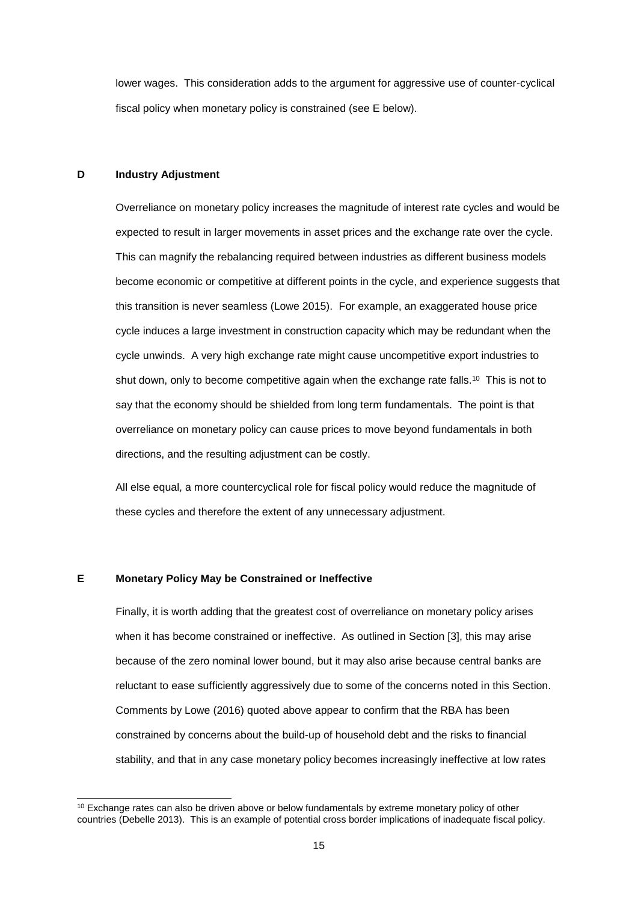lower wages. This consideration adds to the argument for aggressive use of counter-cyclical fiscal policy when monetary policy is constrained (see E below).

### D Industry Adjustment

Overreliance on monetary policy increases the magnitude of interest rate cycles and would be expected to result in larger movements in asset prices and the exchange rate over the cycle. This can magnify the rebalancing required between industries as different business models become economic or competitive at different points in the cycle, and experience suggests that this transition is never seamless (Lowe 2015). For example, an exaggerated house price cycle induces a large investment in construction capacity which may be redundant when the cycle unwinds. A very high exchange rate might cause uncompetitive export industries to shut down, only to become competitive again when the exchange rate falls.[10] This is not to say that the economy should be shielded from long term fundamentals. The point is that overreliance on monetary policy can cause prices to move beyond fundamentals in both directions, and the resulting adjustment can be costly.

All else equal, a more countercyclical role for fiscal policy would reduce the magnitude of these cycles and therefore the extent of any unnecessary adjustment.

### E Monetary Policy May be Constrained or Ineffective

Finally, it is worth adding that the greatest cost of overreliance on monetary policy arises when it has become constrained or ineffective. As outlined in Section [3], this may arise because of the zero nominal lower bound, but it may also arise because central banks are reluctant to ease sufficiently aggressively due to some of the concerns noted in this Section. Comments by Lowe (2016) quoted above appear to confirm that the RBA has been constrained by concerns about the build-up of household debt and the risks to financial stability, and that in any case monetary policy becomes increasingly ineffective at low rates

---

[10] Exchange rates can also be driven above or below fundamentals by extreme monetary policy of other countries (Debelle 2013). This is an example of potential cross border implications of inadequate fiscal policy.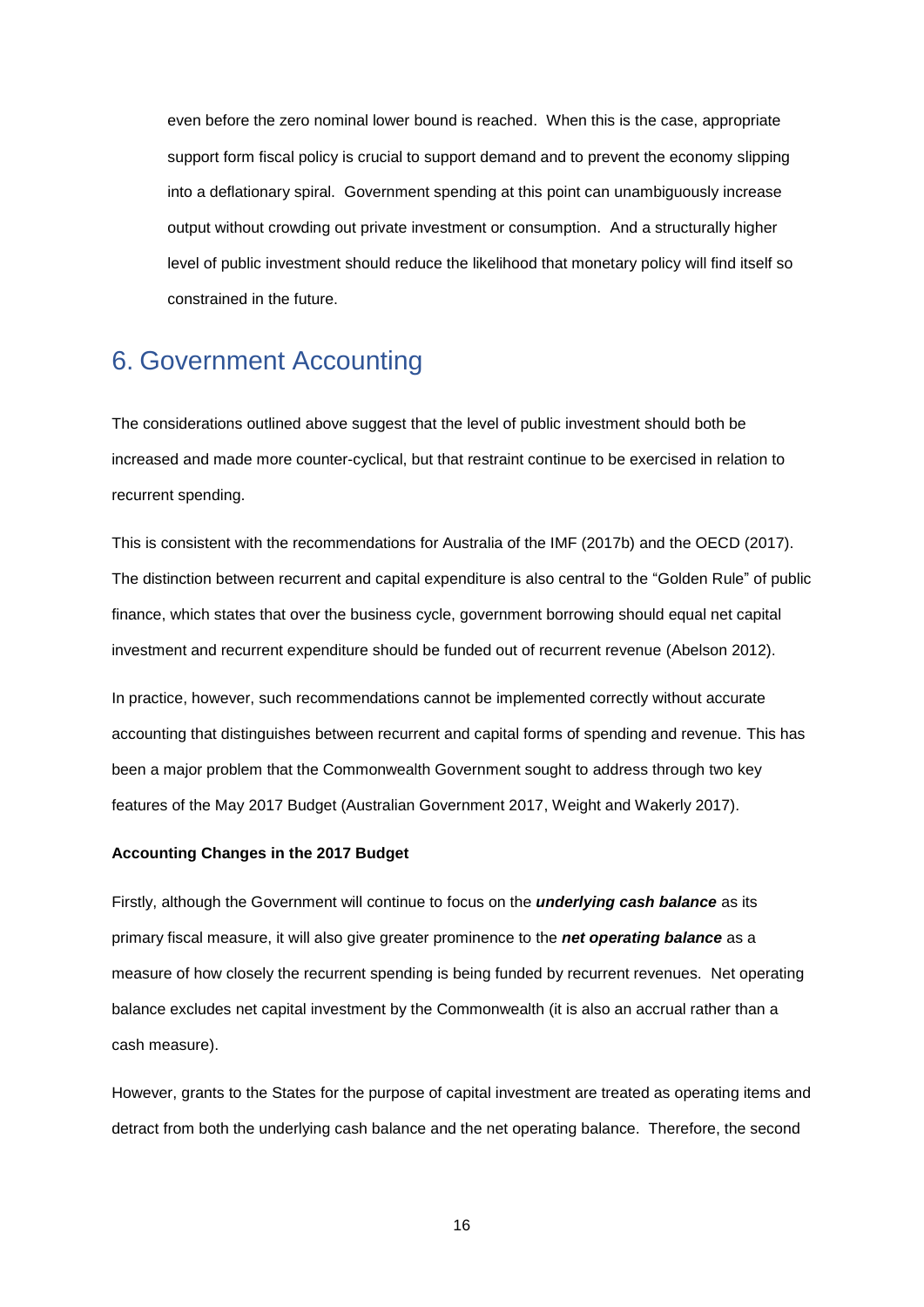even before the zero nominal lower bound is reached. When this is the case, appropriate support form fiscal policy is crucial to support demand and to prevent the economy slipping into a deflationary spiral. Government spending at this point can unambiguously increase output without crowding out private investment or consumption. And a structurally higher level of public investment should reduce the likelihood that monetary policy will find itself so constrained in the future.

# 6. Government Accounting

The considerations outlined above suggest that the level of public investment should both be increased and made more counter-cyclical, but that restraint continue to be exercised in relation to recurrent spending.

This is consistent with the recommendations for Australia of the IMF (2017b) and the OECD (2017). The distinction between recurrent and capital expenditure is also central to the "Golden Rule" of public finance, which states that over the business cycle, government borrowing should equal net capital investment and recurrent expenditure should be funded out of recurrent revenue (Abelson 2012).

In practice, however, such recommendations cannot be implemented correctly without accurate accounting that distinguishes between recurrent and capital forms of spending and revenue. This has been a major problem that the Commonwealth Government sought to address through two key features of the May 2017 Budget (Australian Government 2017, Weight and Wakerly 2017).

**Accounting Changes in the 2017 Budget**

Firstly, although the Government will continue to focus on the ***underlying cash balance*** as its primary fiscal measure, it will also give greater prominence to the ***net operating balance*** as a measure of how closely the recurrent spending is being funded by recurrent revenues. Net operating balance excludes net capital investment by the Commonwealth (it is also an accrual rather than a cash measure).

However, grants to the States for the purpose of capital investment are treated as operating items and detract from both the underlying cash balance and the net operating balance. Therefore, the second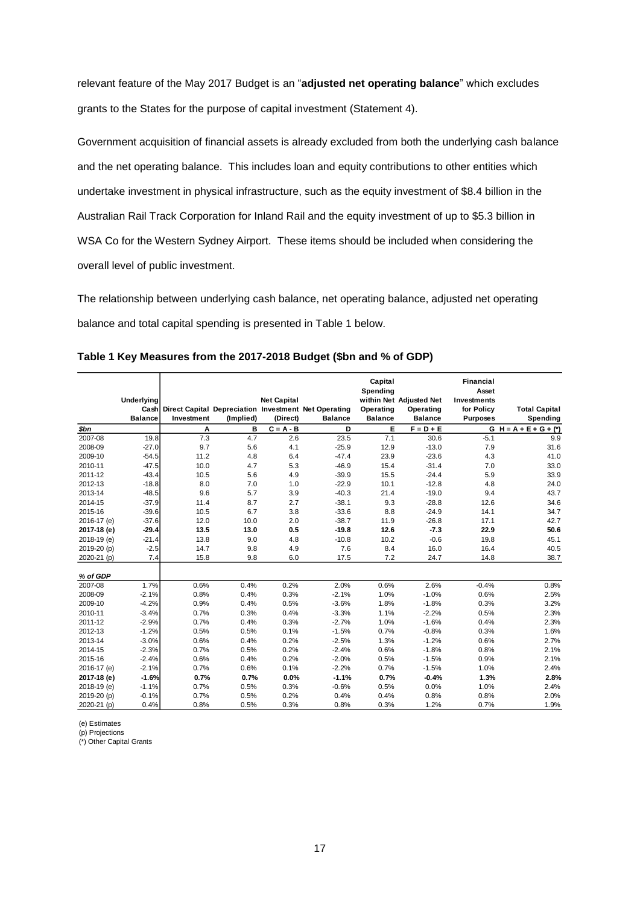relevant feature of the May 2017 Budget is an "**adjusted net operating balance**" which excludes grants to the States for the purpose of capital investment (Statement 4).

Government acquisition of financial assets is already excluded from both the underlying cash balance and the net operating balance. This includes loan and equity contributions to other entities which undertake investment in physical infrastructure, such as the equity investment of $8.4 billion in the Australian Rail Track Corporation for Inland Rail and the equity investment of up to $5.3 billion in WSA Co for the Western Sydney Airport. These items should be included when considering the overall level of public investment.

The relationship between underlying cash balance, net operating balance, adjusted net operating balance and total capital spending is presented in Table 1 below.

**Table 1 Key Measures from the 2017-2018 Budget ($bn and % of GDP)**

| | Underlying Cash Balance | Direct Capital Investment | Depreciation (Implied) | Net Capital Investment (Direct) | Net Operating Balance | Capital Spending within Net Operating Balance | Adjusted Net Operating Balance | Financial Asset Investments for Policy Purposes | Total Capital Spending |
|---|---|---|---|---|---|---|---|---|---|
| **$bn** | | **A** | **B** | **C = A - B** | **D** | **E** | **F = D + E** | **G** | **H = A + E + G + (*)** |
| 2007-08 | 19.8 | 7.3 | 4.7 | 2.6 | 23.5 | 7.1 | 30.6 | -5.1 | 9.9 |
| 2008-09 | -27.0 | 9.7 | 5.6 | 4.1 | -25.9 | 12.9 | -13.0 | 7.9 | 31.6 |
| 2009-10 | -54.5 | 11.2 | 4.8 | 6.4 | -47.4 | 23.9 | -23.6 | 4.3 | 41.0 |
| 2010-11 | -47.5 | 10.0 | 4.7 | 5.3 | -46.9 | 15.4 | -31.4 | 7.0 | 33.0 |
| 2011-12 | -43.4 | 10.5 | 5.6 | 4.9 | -39.9 | 15.5 | -24.4 | 5.9 | 33.9 |
| 2012-13 | -18.8 | 8.0 | 7.0 | 1.0 | -22.9 | 10.1 | -12.8 | 4.8 | 24.0 |
| 2013-14 | -48.5 | 9.6 | 5.7 | 3.9 | -40.3 | 21.4 | -19.0 | 9.4 | 43.7 |
| 2014-15 | -37.9 | 11.4 | 8.7 | 2.7 | -38.1 | 9.3 | -28.8 | 12.6 | 34.6 |
| 2015-16 | -39.6 | 10.5 | 6.7 | 3.8 | -33.6 | 8.8 | -24.9 | 14.1 | 34.7 |
| 2016-17 (e) | -37.6 | 12.0 | 10.0 | 2.0 | -38.7 | 11.9 | -26.8 | 17.1 | 42.7 |
| **2017-18 (e)** | **-29.4** | **13.5** | **13.0** | **0.5** | **-19.8** | **12.6** | **-7.3** | **22.9** | **50.6** |
| 2018-19 (e) | -21.4 | 13.8 | 9.0 | 4.8 | -10.8 | 10.2 | -0.6 | 19.8 | 45.1 |
| 2019-20 (p) | -2.5 | 14.7 | 9.8 | 4.9 | 7.6 | 8.4 | 16.0 | 16.4 | 40.5 |
| 2020-21 (p) | 7.4 | 15.8 | 9.8 | 6.0 | 17.5 | 7.2 | 24.7 | 14.8 | 38.7 |
| ***% of GDP*** | | | | | | | | | |
| 2007-08 | 1.7% | 0.6% | 0.4% | 0.2% | 2.0% | 0.6% | 2.6% | -0.4% | 0.8% |
| 2008-09 | -2.1% | 0.8% | 0.4% | 0.3% | -2.1% | 1.0% | -1.0% | 0.6% | 2.5% |
| 2009-10 | -4.2% | 0.9% | 0.4% | 0.5% | -3.6% | 1.8% | -1.8% | 0.3% | 3.2% |
| 2010-11 | -3.4% | 0.7% | 0.3% | 0.4% | -3.3% | 1.1% | -2.2% | 0.5% | 2.3% |
| 2011-12 | -2.9% | 0.7% | 0.4% | 0.3% | -2.7% | 1.0% | -1.6% | 0.4% | 2.3% |
| 2012-13 | -1.2% | 0.5% | 0.5% | 0.1% | -1.5% | 0.7% | -0.8% | 0.3% | 1.6% |
| 2013-14 | -3.0% | 0.6% | 0.4% | 0.2% | -2.5% | 1.3% | -1.2% | 0.6% | 2.7% |
| 2014-15 | -2.3% | 0.7% | 0.5% | 0.2% | -2.4% | 0.6% | -1.8% | 0.8% | 2.1% |
| 2015-16 | -2.4% | 0.6% | 0.4% | 0.2% | -2.0% | 0.5% | -1.5% | 0.9% | 2.1% |
| 2016-17 (e) | -2.1% | 0.7% | 0.6% | 0.1% | -2.2% | 0.7% | -1.5% | 1.0% | 2.4% |
| **2017-18 (e)** | **-1.6%** | **0.7%** | **0.7%** | **0.0%** | **-1.1%** | **0.7%** | **-0.4%** | **1.3%** | **2.8%** |
| 2018-19 (e) | -1.1% | 0.7% | 0.5% | 0.3% | -0.6% | 0.5% | 0.0% | 1.0% | 2.4% |
| 2019-20 (p) | -0.1% | 0.7% | 0.5% | 0.2% | 0.4% | 0.4% | 0.8% | 0.8% | 2.0% |
| 2020-21 (p) | 0.4% | 0.8% | 0.5% | 0.3% | 0.8% | 0.3% | 1.2% | 0.7% | 1.9% |

(e) Estimates
(p) Projections
(*) Other Capital Grants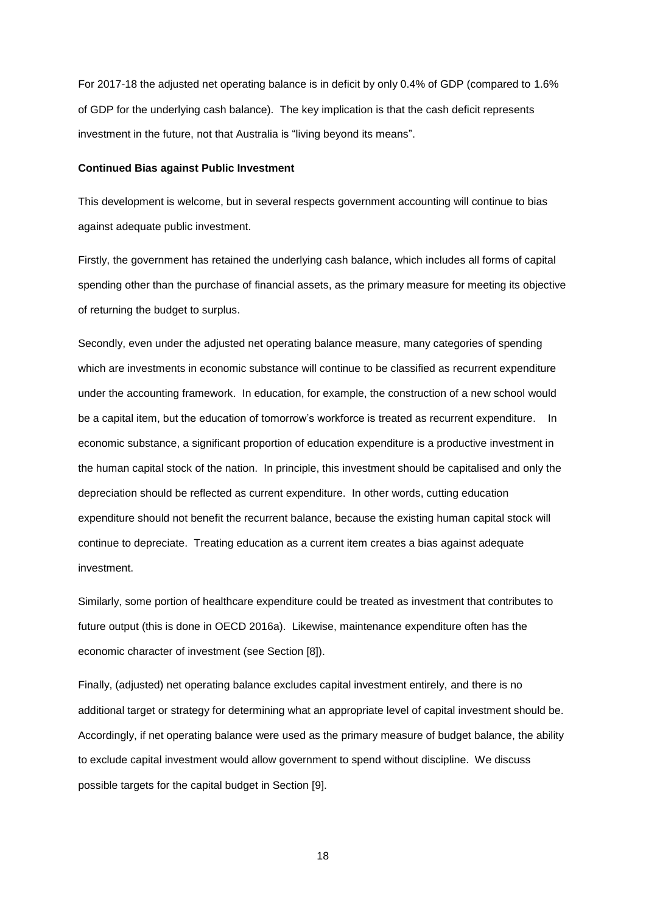For 2017-18 the adjusted net operating balance is in deficit by only 0.4% of GDP (compared to 1.6% of GDP for the underlying cash balance). The key implication is that the cash deficit represents investment in the future, not that Australia is "living beyond its means".

**Continued Bias against Public Investment**

This development is welcome, but in several respects government accounting will continue to bias against adequate public investment.

Firstly, the government has retained the underlying cash balance, which includes all forms of capital spending other than the purchase of financial assets, as the primary measure for meeting its objective of returning the budget to surplus.

Secondly, even under the adjusted net operating balance measure, many categories of spending which are investments in economic substance will continue to be classified as recurrent expenditure under the accounting framework. In education, for example, the construction of a new school would be a capital item, but the education of tomorrow's workforce is treated as recurrent expenditure. In economic substance, a significant proportion of education expenditure is a productive investment in the human capital stock of the nation. In principle, this investment should be capitalised and only the depreciation should be reflected as current expenditure. In other words, cutting education expenditure should not benefit the recurrent balance, because the existing human capital stock will continue to depreciate. Treating education as a current item creates a bias against adequate investment.

Similarly, some portion of healthcare expenditure could be treated as investment that contributes to future output (this is done in OECD 2016a). Likewise, maintenance expenditure often has the economic character of investment (see Section [8]).

Finally, (adjusted) net operating balance excludes capital investment entirely, and there is no additional target or strategy for determining what an appropriate level of capital investment should be. Accordingly, if net operating balance were used as the primary measure of budget balance, the ability to exclude capital investment would allow government to spend without discipline. We discuss possible targets for the capital budget in Section [9].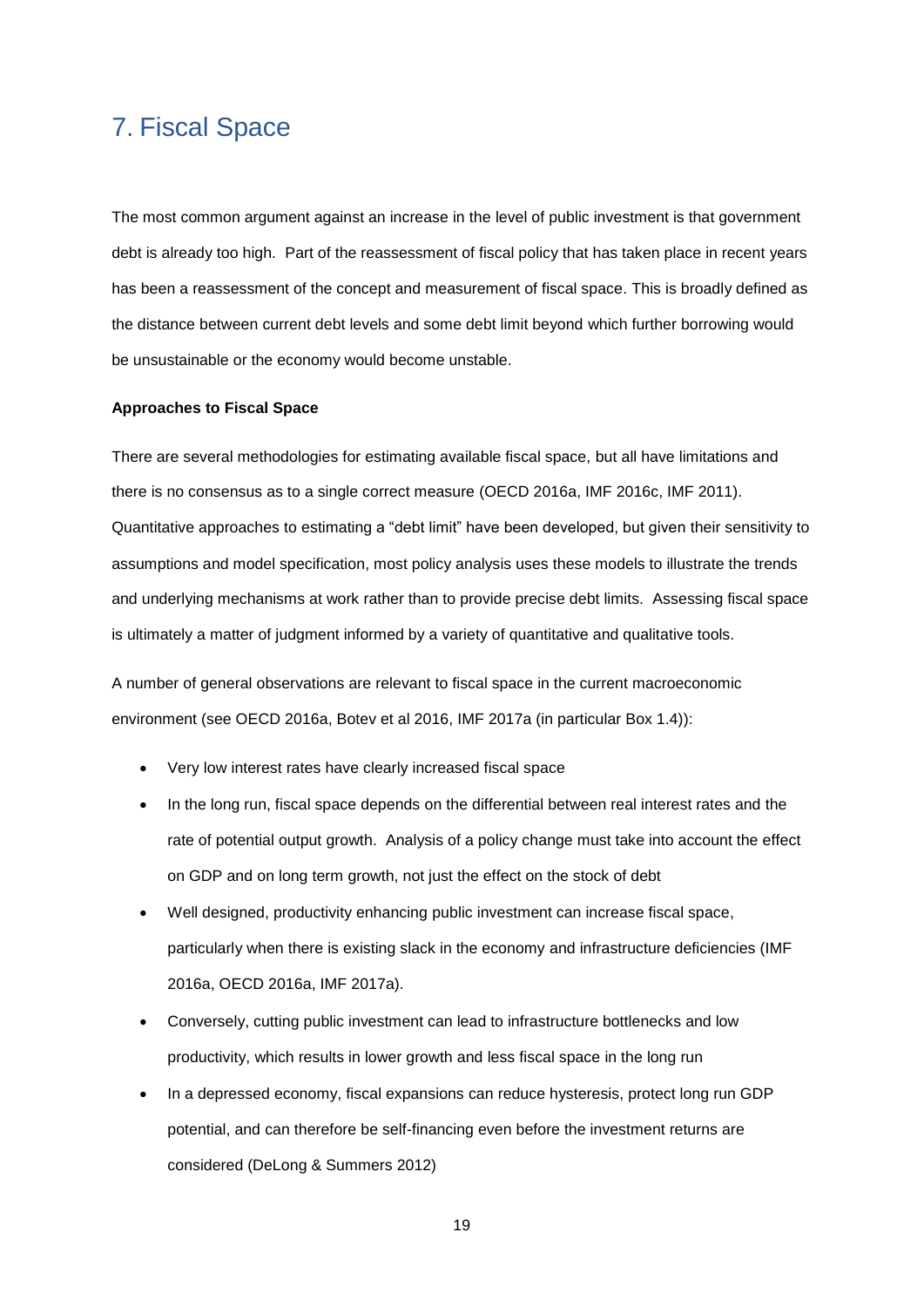# 7. Fiscal Space

The most common argument against an increase in the level of public investment is that government debt is already too high. Part of the reassessment of fiscal policy that has taken place in recent years has been a reassessment of the concept and measurement of fiscal space. This is broadly defined as the distance between current debt levels and some debt limit beyond which further borrowing would be unsustainable or the economy would become unstable.

**Approaches to Fiscal Space**

There are several methodologies for estimating available fiscal space, but all have limitations and there is no consensus as to a single correct measure (OECD 2016a, IMF 2016c, IMF 2011). Quantitative approaches to estimating a "debt limit" have been developed, but given their sensitivity to assumptions and model specification, most policy analysis uses these models to illustrate the trends and underlying mechanisms at work rather than to provide precise debt limits. Assessing fiscal space is ultimately a matter of judgment informed by a variety of quantitative and qualitative tools.

A number of general observations are relevant to fiscal space in the current macroeconomic environment (see OECD 2016a, Botev et al 2016, IMF 2017a (in particular Box 1.4)):

- Very low interest rates have clearly increased fiscal space
- In the long run, fiscal space depends on the differential between real interest rates and the rate of potential output growth. Analysis of a policy change must take into account the effect on GDP and on long term growth, not just the effect on the stock of debt
- Well designed, productivity enhancing public investment can increase fiscal space, particularly when there is existing slack in the economy and infrastructure deficiencies (IMF 2016a, OECD 2016a, IMF 2017a).
- Conversely, cutting public investment can lead to infrastructure bottlenecks and low productivity, which results in lower growth and less fiscal space in the long run
- In a depressed economy, fiscal expansions can reduce hysteresis, protect long run GDP potential, and can therefore be self-financing even before the investment returns are considered (DeLong & Summers 2012)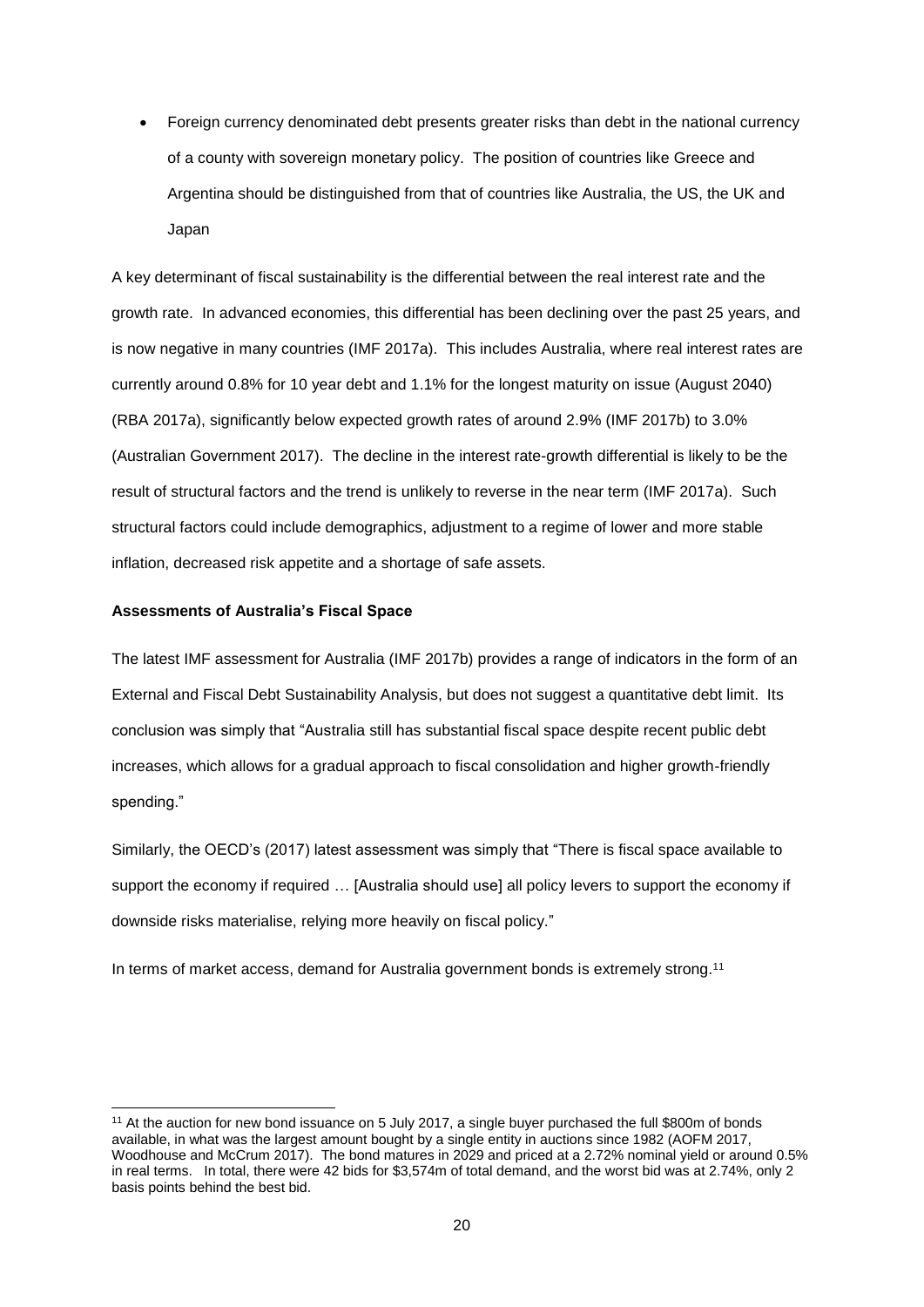- Foreign currency denominated debt presents greater risks than debt in the national currency of a county with sovereign monetary policy. The position of countries like Greece and Argentina should be distinguished from that of countries like Australia, the US, the UK and Japan

A key determinant of fiscal sustainability is the differential between the real interest rate and the growth rate. In advanced economies, this differential has been declining over the past 25 years, and is now negative in many countries (IMF 2017a). This includes Australia, where real interest rates are currently around 0.8% for 10 year debt and 1.1% for the longest maturity on issue (August 2040) (RBA 2017a), significantly below expected growth rates of around 2.9% (IMF 2017b) to 3.0% (Australian Government 2017). The decline in the interest rate-growth differential is likely to be the result of structural factors and the trend is unlikely to reverse in the near term (IMF 2017a). Such structural factors could include demographics, adjustment to a regime of lower and more stable inflation, decreased risk appetite and a shortage of safe assets.

**Assessments of Australia's Fiscal Space**

The latest IMF assessment for Australia (IMF 2017b) provides a range of indicators in the form of an External and Fiscal Debt Sustainability Analysis, but does not suggest a quantitative debt limit. Its conclusion was simply that "Australia still has substantial fiscal space despite recent public debt increases, which allows for a gradual approach to fiscal consolidation and higher growth-friendly spending."

Similarly, the OECD's (2017) latest assessment was simply that "There is fiscal space available to support the economy if required … [Australia should use] all policy levers to support the economy if downside risks materialise, relying more heavily on fiscal policy."

In terms of market access, demand for Australia government bonds is extremely strong.[11]

[11] At the auction for new bond issuance on 5 July 2017, a single buyer purchased the full $800m of bonds available, in what was the largest amount bought by a single entity in auctions since 1982 (AOFM 2017, Woodhouse and McCrum 2017). The bond matures in 2029 and priced at a 2.72% nominal yield or around 0.5% in real terms. In total, there were 42 bids for $3,574m of total demand, and the worst bid was at 2.74%, only 2 basis points behind the best bid.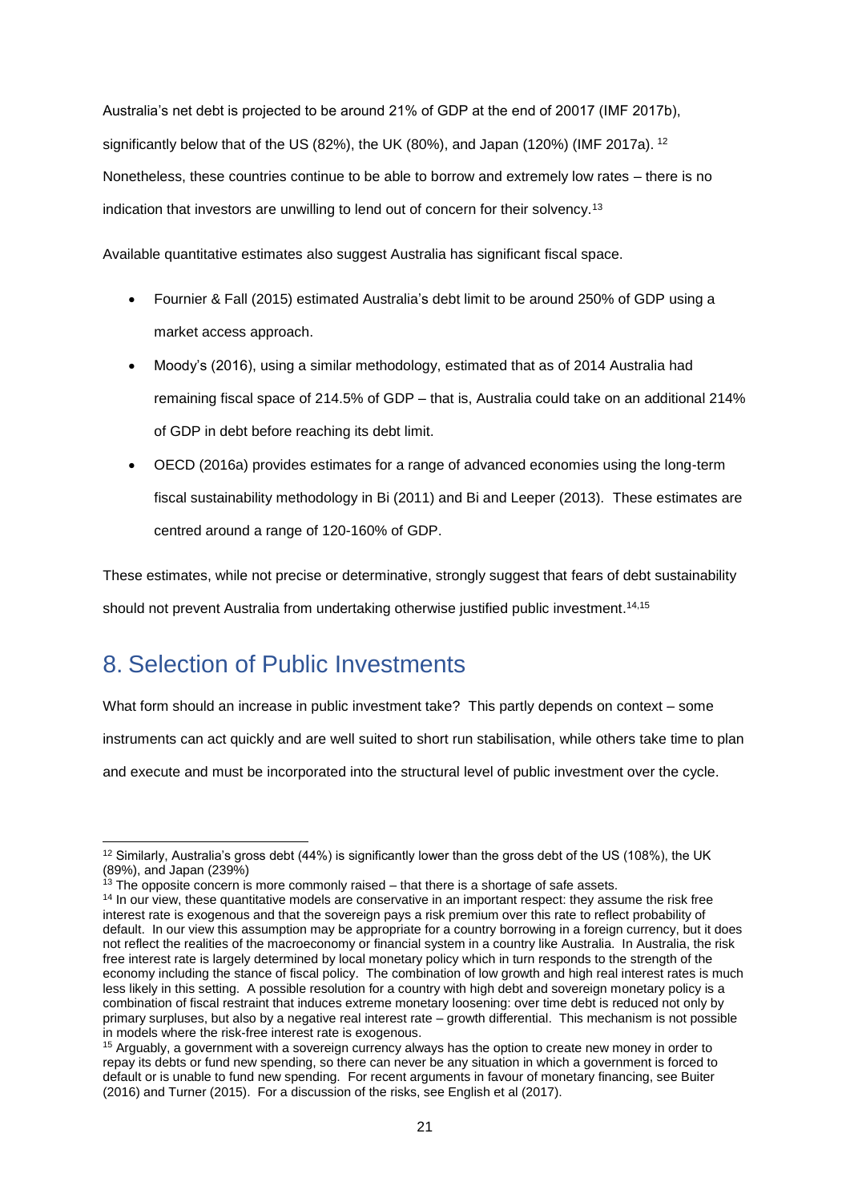Australia's net debt is projected to be around 21% of GDP at the end of 20017 (IMF 2017b), significantly below that of the US (82%), the UK (80%), and Japan (120%) (IMF 2017a).[12] Nonetheless, these countries continue to be able to borrow and extremely low rates – there is no indication that investors are unwilling to lend out of concern for their solvency.[13]

Available quantitative estimates also suggest Australia has significant fiscal space.

- Fournier & Fall (2015) estimated Australia's debt limit to be around 250% of GDP using a market access approach.
- Moody's (2016), using a similar methodology, estimated that as of 2014 Australia had remaining fiscal space of 214.5% of GDP – that is, Australia could take on an additional 214% of GDP in debt before reaching its debt limit.
- OECD (2016a) provides estimates for a range of advanced economies using the long-term fiscal sustainability methodology in Bi (2011) and Bi and Leeper (2013). These estimates are centred around a range of 120-160% of GDP.

These estimates, while not precise or determinative, strongly suggest that fears of debt sustainability should not prevent Australia from undertaking otherwise justified public investment.[14,15]

# 8. Selection of Public Investments

What form should an increase in public investment take? This partly depends on context – some instruments can act quickly and are well suited to short run stabilisation, while others take time to plan and execute and must be incorporated into the structural level of public investment over the cycle.

---

[12] Similarly, Australia's gross debt (44%) is significantly lower than the gross debt of the US (108%), the UK (89%), and Japan (239%)

[13] The opposite concern is more commonly raised – that there is a shortage of safe assets.

[14] In our view, these quantitative models are conservative in an important respect: they assume the risk free interest rate is exogenous and that the sovereign pays a risk premium over this rate to reflect probability of default. In our view this assumption may be appropriate for a country borrowing in a foreign currency, but it does not reflect the realities of the macroeconomy or financial system in a country like Australia. In Australia, the risk free interest rate is largely determined by local monetary policy which in turn responds to the strength of the economy including the stance of fiscal policy. The combination of low growth and high real interest rates is much less likely in this setting. A possible resolution for a country with high debt and sovereign monetary policy is a combination of fiscal restraint that induces extreme monetary loosening: over time debt is reduced not only by primary surpluses, but also by a negative real interest rate – growth differential. This mechanism is not possible in models where the risk-free interest rate is exogenous.

[15] Arguably, a government with a sovereign currency always has the option to create new money in order to repay its debts or fund new spending, so there can never be any situation in which a government is forced to default or is unable to fund new spending. For recent arguments in favour of monetary financing, see Buiter (2016) and Turner (2015). For a discussion of the risks, see English et al (2017).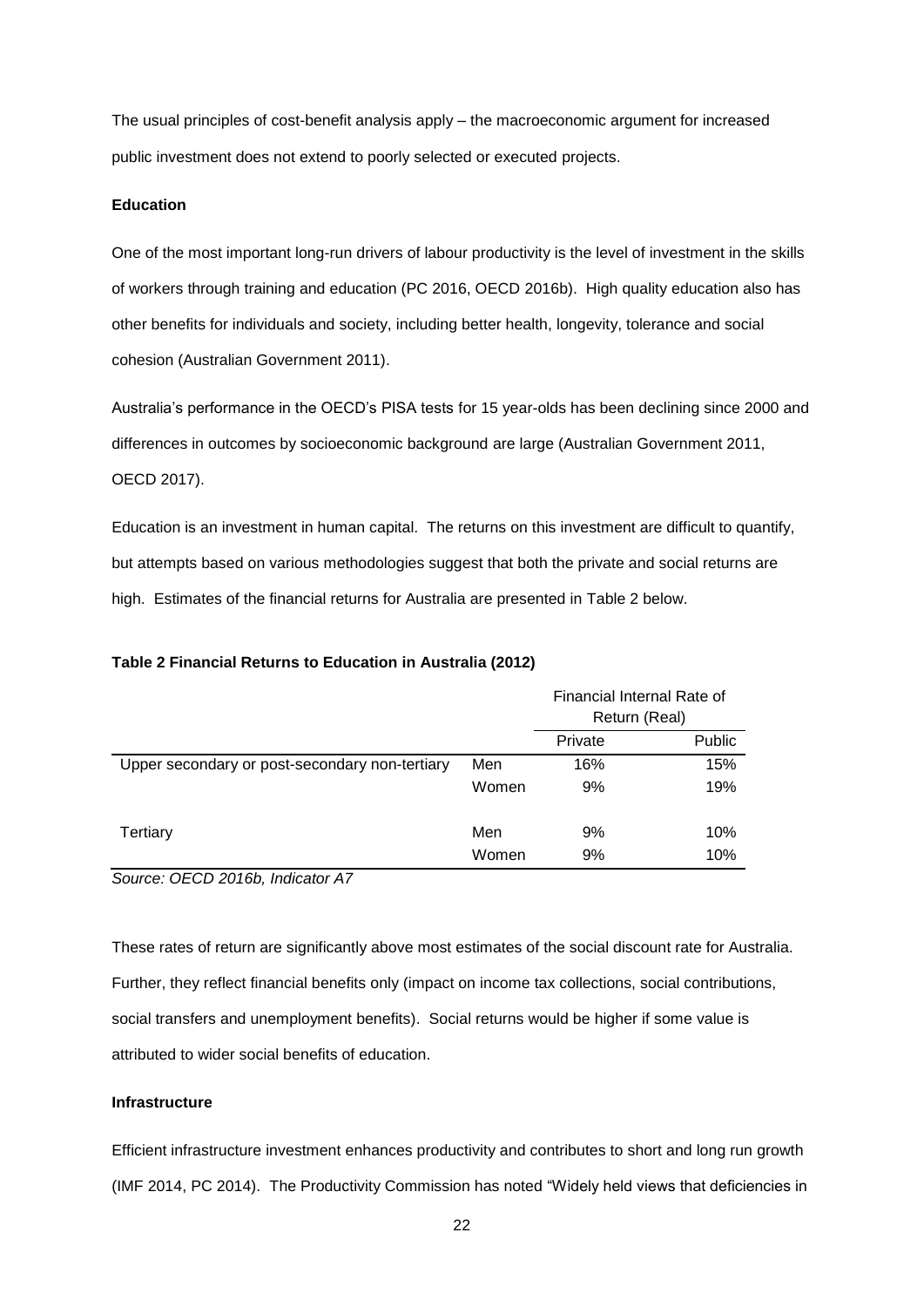The usual principles of cost-benefit analysis apply – the macroeconomic argument for increased public investment does not extend to poorly selected or executed projects.

**Education**

One of the most important long-run drivers of labour productivity is the level of investment in the skills of workers through training and education (PC 2016, OECD 2016b). High quality education also has other benefits for individuals and society, including better health, longevity, tolerance and social cohesion (Australian Government 2011).

Australia's performance in the OECD's PISA tests for 15 year-olds has been declining since 2000 and differences in outcomes by socioeconomic background are large (Australian Government 2011, OECD 2017).

Education is an investment in human capital. The returns on this investment are difficult to quantify, but attempts based on various methodologies suggest that both the private and social returns are high. Estimates of the financial returns for Australia are presented in Table 2 below.

**Table 2 Financial Returns to Education in Australia (2012)**

| | | Financial Internal Rate of Return (Real) | |
|---|---|---|---|
| | | Private | Public |
| Upper secondary or post-secondary non-tertiary | Men | 16% | 15% |
| | Women | 9% | 19% |
| Tertiary | Men | 9% | 10% |
| | Women | 9% | 10% |

*Source: OECD 2016b, Indicator A7*

These rates of return are significantly above most estimates of the social discount rate for Australia. Further, they reflect financial benefits only (impact on income tax collections, social contributions, social transfers and unemployment benefits). Social returns would be higher if some value is attributed to wider social benefits of education.

**Infrastructure**

Efficient infrastructure investment enhances productivity and contributes to short and long run growth (IMF 2014, PC 2014). The Productivity Commission has noted "Widely held views that deficiencies in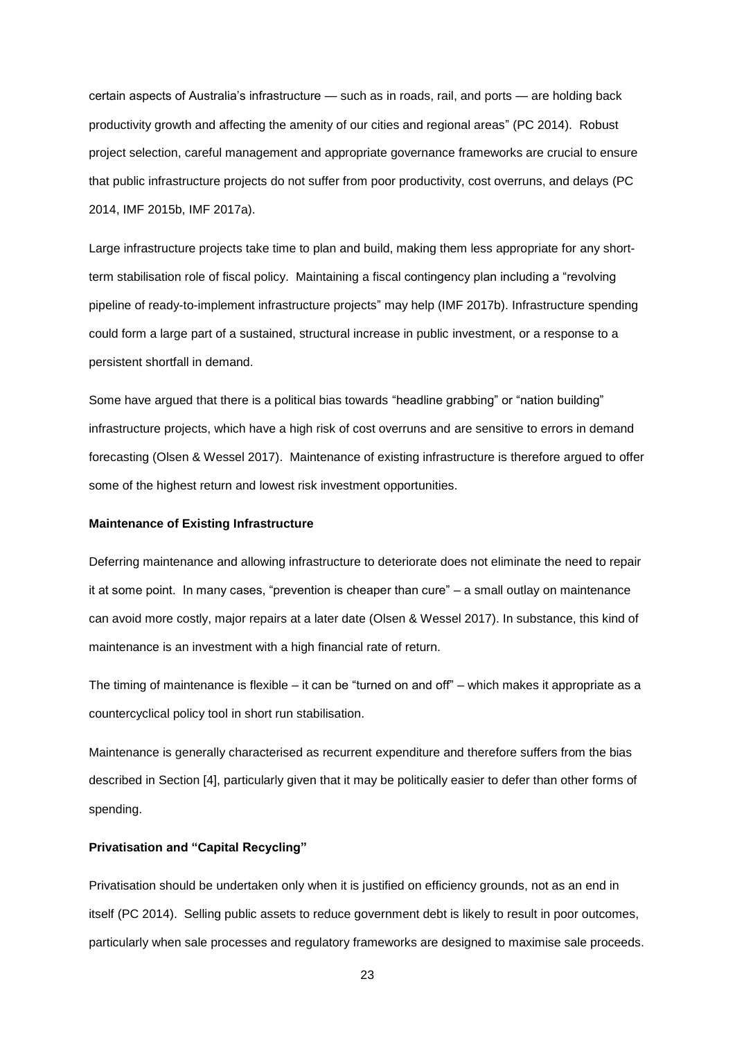certain aspects of Australia's infrastructure — such as in roads, rail, and ports — are holding back productivity growth and affecting the amenity of our cities and regional areas" (PC 2014). Robust project selection, careful management and appropriate governance frameworks are crucial to ensure that public infrastructure projects do not suffer from poor productivity, cost overruns, and delays (PC 2014, IMF 2015b, IMF 2017a).

Large infrastructure projects take time to plan and build, making them less appropriate for any short-term stabilisation role of fiscal policy. Maintaining a fiscal contingency plan including a "revolving pipeline of ready-to-implement infrastructure projects" may help (IMF 2017b). Infrastructure spending could form a large part of a sustained, structural increase in public investment, or a response to a persistent shortfall in demand.

Some have argued that there is a political bias towards "headline grabbing" or "nation building" infrastructure projects, which have a high risk of cost overruns and are sensitive to errors in demand forecasting (Olsen & Wessel 2017). Maintenance of existing infrastructure is therefore argued to offer some of the highest return and lowest risk investment opportunities.

**Maintenance of Existing Infrastructure**

Deferring maintenance and allowing infrastructure to deteriorate does not eliminate the need to repair it at some point. In many cases, "prevention is cheaper than cure" – a small outlay on maintenance can avoid more costly, major repairs at a later date (Olsen & Wessel 2017). In substance, this kind of maintenance is an investment with a high financial rate of return.

The timing of maintenance is flexible – it can be "turned on and off" – which makes it appropriate as a countercyclical policy tool in short run stabilisation.

Maintenance is generally characterised as recurrent expenditure and therefore suffers from the bias described in Section [4], particularly given that it may be politically easier to defer than other forms of spending.

**Privatisation and "Capital Recycling"**

Privatisation should be undertaken only when it is justified on efficiency grounds, not as an end in itself (PC 2014). Selling public assets to reduce government debt is likely to result in poor outcomes, particularly when sale processes and regulatory frameworks are designed to maximise sale proceeds.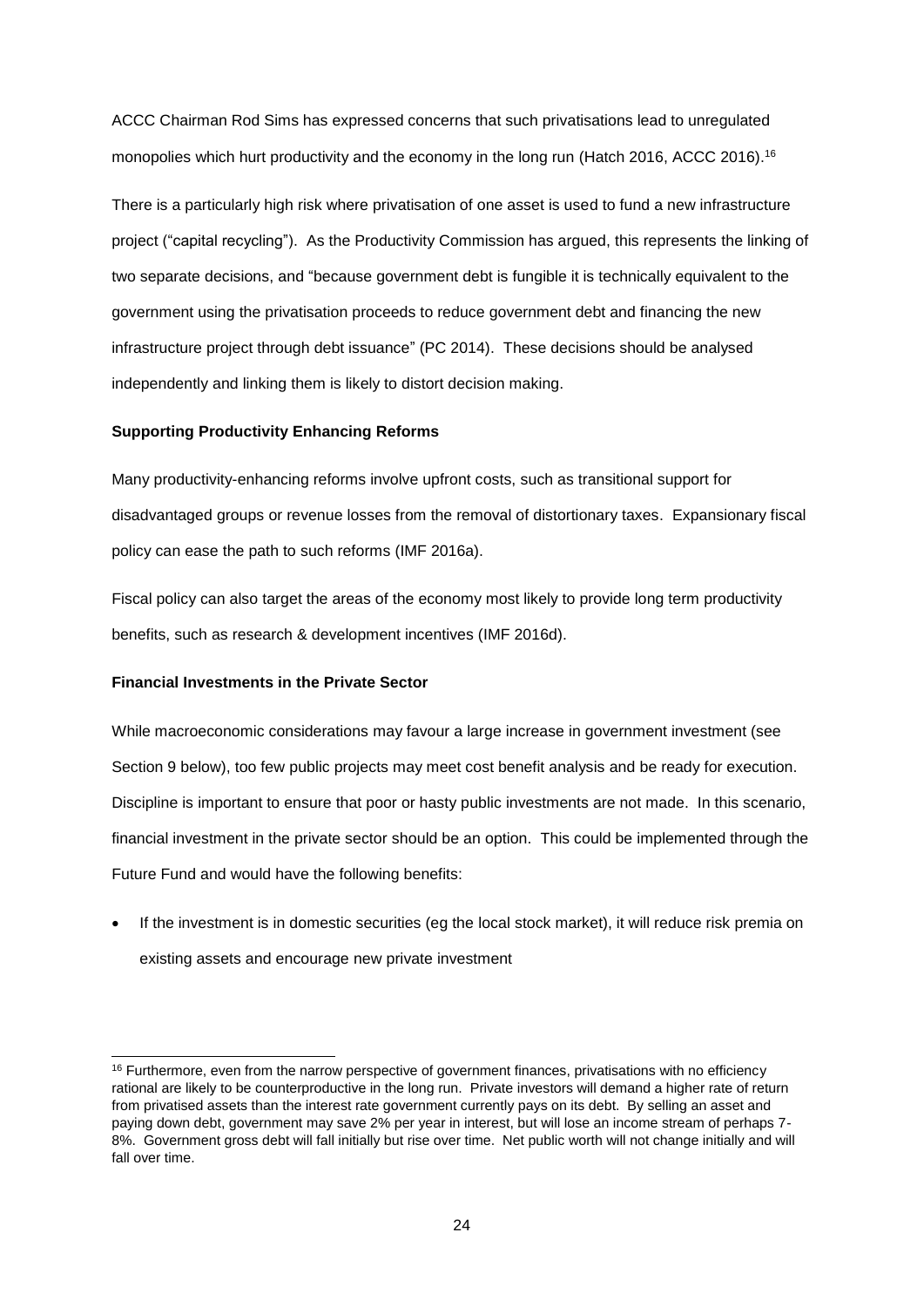ACCC Chairman Rod Sims has expressed concerns that such privatisations lead to unregulated monopolies which hurt productivity and the economy in the long run (Hatch 2016, ACCC 2016).[16]

There is a particularly high risk where privatisation of one asset is used to fund a new infrastructure project ("capital recycling"). As the Productivity Commission has argued, this represents the linking of two separate decisions, and "because government debt is fungible it is technically equivalent to the government using the privatisation proceeds to reduce government debt and financing the new infrastructure project through debt issuance" (PC 2014). These decisions should be analysed independently and linking them is likely to distort decision making.

**Supporting Productivity Enhancing Reforms**

Many productivity-enhancing reforms involve upfront costs, such as transitional support for disadvantaged groups or revenue losses from the removal of distortionary taxes. Expansionary fiscal policy can ease the path to such reforms (IMF 2016a).

Fiscal policy can also target the areas of the economy most likely to provide long term productivity benefits, such as research & development incentives (IMF 2016d).

**Financial Investments in the Private Sector**

While macroeconomic considerations may favour a large increase in government investment (see Section 9 below), too few public projects may meet cost benefit analysis and be ready for execution. Discipline is important to ensure that poor or hasty public investments are not made. In this scenario, financial investment in the private sector should be an option. This could be implemented through the Future Fund and would have the following benefits:

- If the investment is in domestic securities (eg the local stock market), it will reduce risk premia on existing assets and encourage new private investment

[16] Furthermore, even from the narrow perspective of government finances, privatisations with no efficiency rational are likely to be counterproductive in the long run. Private investors will demand a higher rate of return from privatised assets than the interest rate government currently pays on its debt. By selling an asset and paying down debt, government may save 2% per year in interest, but will lose an income stream of perhaps 7-8%. Government gross debt will fall initially but rise over time. Net public worth will not change initially and will fall over time.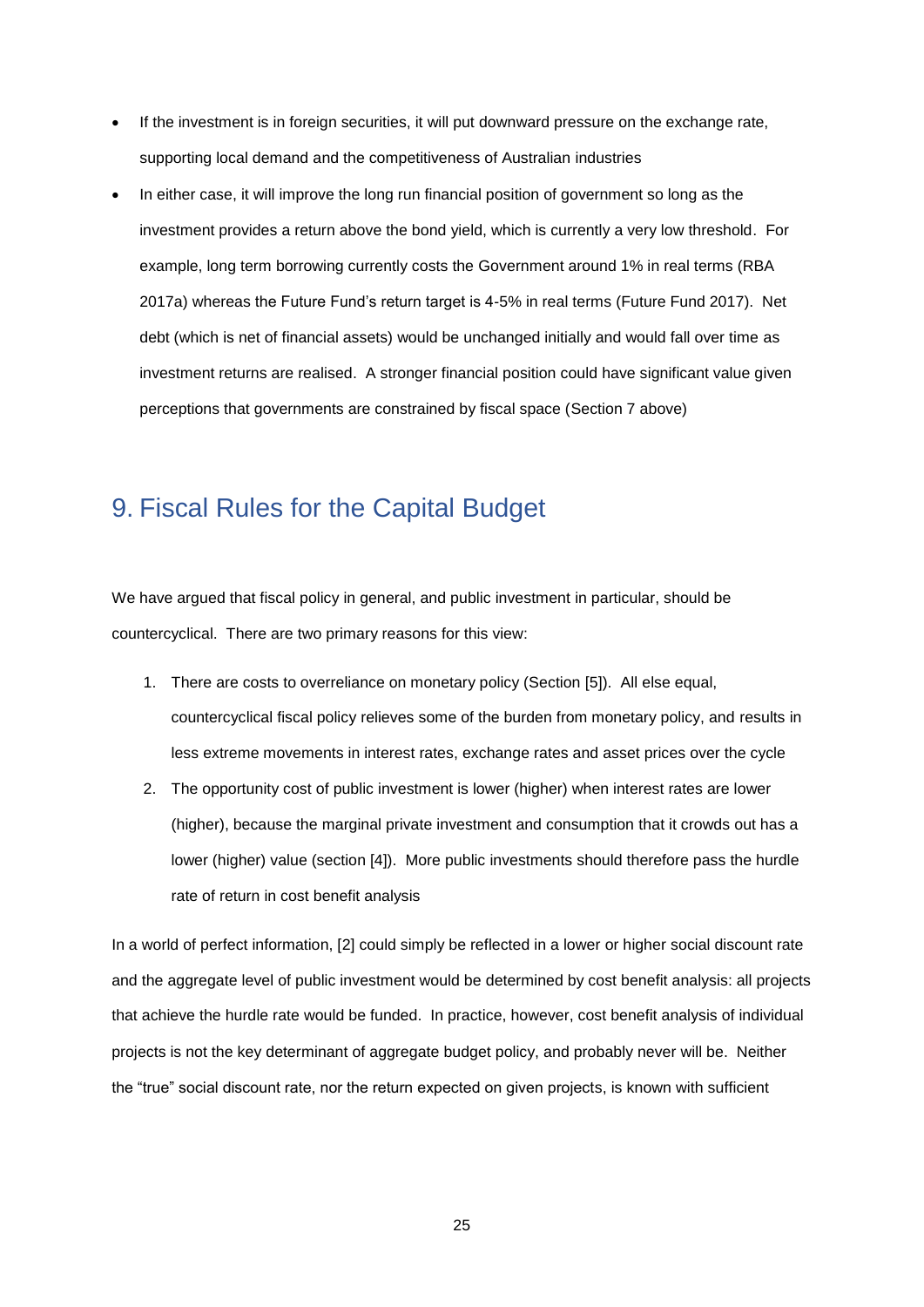- If the investment is in foreign securities, it will put downward pressure on the exchange rate, supporting local demand and the competitiveness of Australian industries
- In either case, it will improve the long run financial position of government so long as the investment provides a return above the bond yield, which is currently a very low threshold. For example, long term borrowing currently costs the Government around 1% in real terms (RBA 2017a) whereas the Future Fund's return target is 4-5% in real terms (Future Fund 2017). Net debt (which is net of financial assets) would be unchanged initially and would fall over time as investment returns are realised. A stronger financial position could have significant value given perceptions that governments are constrained by fiscal space (Section 7 above)

## 9. Fiscal Rules for the Capital Budget

We have argued that fiscal policy in general, and public investment in particular, should be countercyclical. There are two primary reasons for this view:

1. There are costs to overreliance on monetary policy (Section [5]). All else equal, countercyclical fiscal policy relieves some of the burden from monetary policy, and results in less extreme movements in interest rates, exchange rates and asset prices over the cycle
2. The opportunity cost of public investment is lower (higher) when interest rates are lower (higher), because the marginal private investment and consumption that it crowds out has a lower (higher) value (section [4]). More public investments should therefore pass the hurdle rate of return in cost benefit analysis

In a world of perfect information, [2] could simply be reflected in a lower or higher social discount rate and the aggregate level of public investment would be determined by cost benefit analysis: all projects that achieve the hurdle rate would be funded. In practice, however, cost benefit analysis of individual projects is not the key determinant of aggregate budget policy, and probably never will be. Neither the "true" social discount rate, nor the return expected on given projects, is known with sufficient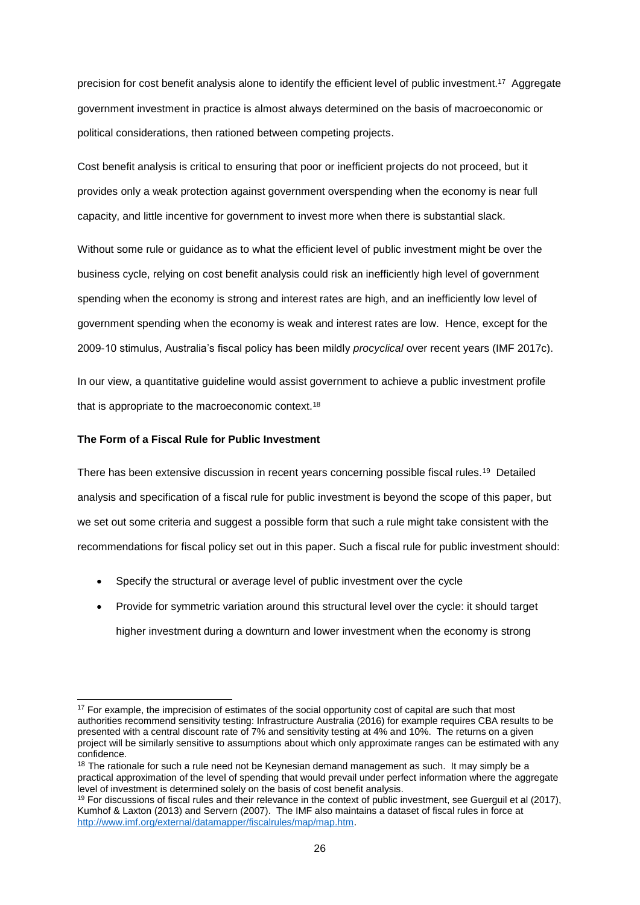precision for cost benefit analysis alone to identify the efficient level of public investment.[17] Aggregate government investment in practice is almost always determined on the basis of macroeconomic or political considerations, then rationed between competing projects.

Cost benefit analysis is critical to ensuring that poor or inefficient projects do not proceed, but it provides only a weak protection against government overspending when the economy is near full capacity, and little incentive for government to invest more when there is substantial slack.

Without some rule or guidance as to what the efficient level of public investment might be over the business cycle, relying on cost benefit analysis could risk an inefficiently high level of government spending when the economy is strong and interest rates are high, and an inefficiently low level of government spending when the economy is weak and interest rates are low. Hence, except for the 2009-10 stimulus, Australia's fiscal policy has been mildly *procyclical* over recent years (IMF 2017c).

In our view, a quantitative guideline would assist government to achieve a public investment profile that is appropriate to the macroeconomic context.[18]

**The Form of a Fiscal Rule for Public Investment**

There has been extensive discussion in recent years concerning possible fiscal rules.[19] Detailed analysis and specification of a fiscal rule for public investment is beyond the scope of this paper, but we set out some criteria and suggest a possible form that such a rule might take consistent with the recommendations for fiscal policy set out in this paper. Such a fiscal rule for public investment should:

- Specify the structural or average level of public investment over the cycle
- Provide for symmetric variation around this structural level over the cycle: it should target higher investment during a downturn and lower investment when the economy is strong

---

[17] For example, the imprecision of estimates of the social opportunity cost of capital are such that most authorities recommend sensitivity testing: Infrastructure Australia (2016) for example requires CBA results to be presented with a central discount rate of 7% and sensitivity testing at 4% and 10%. The returns on a given project will be similarly sensitive to assumptions about which only approximate ranges can be estimated with any confidence.

[18] The rationale for such a rule need not be Keynesian demand management as such. It may simply be a practical approximation of the level of spending that would prevail under perfect information where the aggregate level of investment is determined solely on the basis of cost benefit analysis.

[19] For discussions of fiscal rules and their relevance in the context of public investment, see Guerguil et al (2017), Kumhof & Laxton (2013) and Servern (2007). The IMF also maintains a dataset of fiscal rules in force at http://www.imf.org/external/datamapper/fiscalrules/map/map.htm.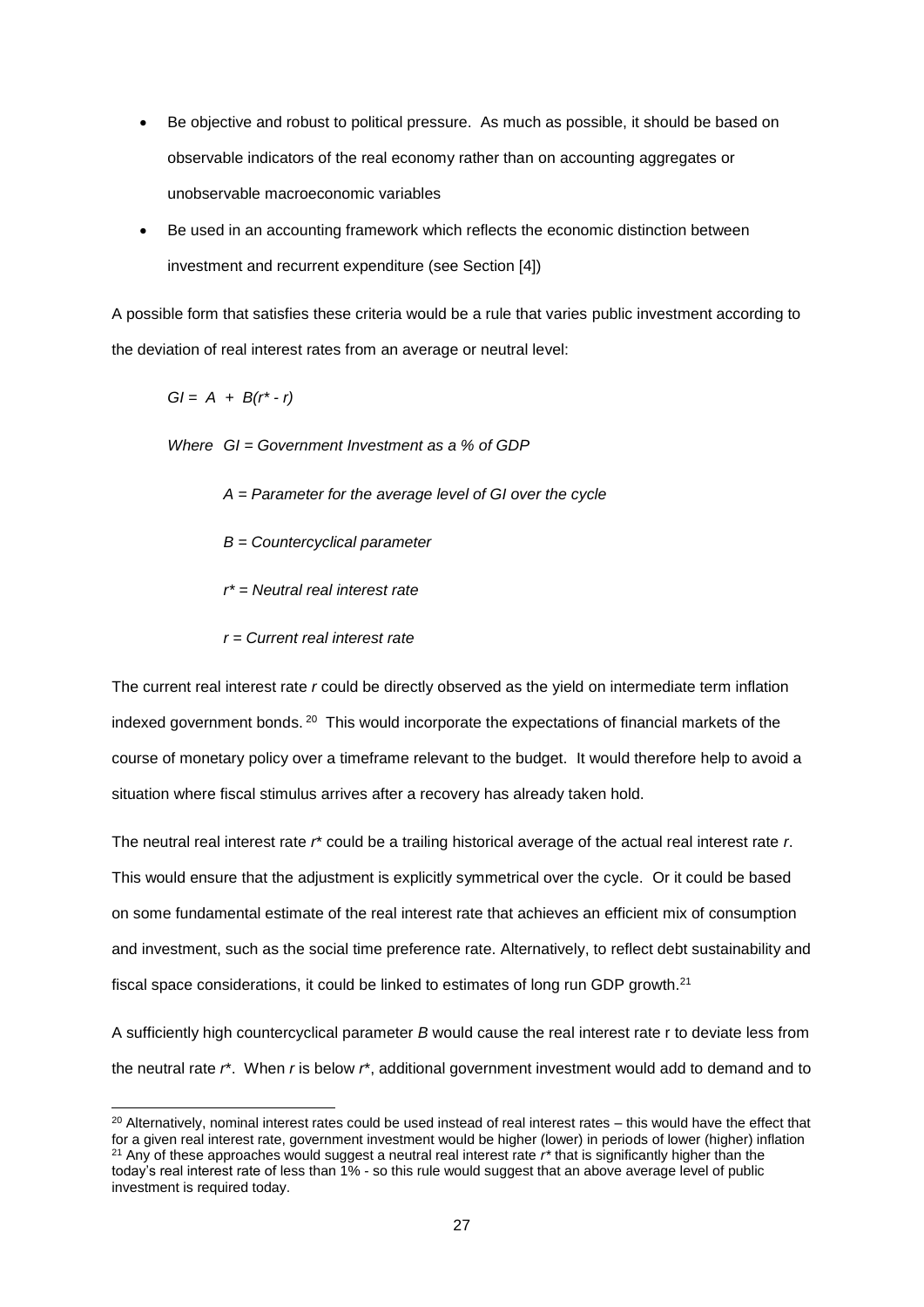- Be objective and robust to political pressure. As much as possible, it should be based on observable indicators of the real economy rather than on accounting aggregates or unobservable macroeconomic variables
- Be used in an accounting framework which reflects the economic distinction between investment and recurrent expenditure (see Section [4])

A possible form that satisfies these criteria would be a rule that varies public investment according to the deviation of real interest rates from an average or neutral level:

$$GI = A + B(r^* - r)$$

*Where* $GI$ *= Government Investment as a % of GDP*

$A$ *= Parameter for the average level of GI over the cycle*

$B$ *= Countercyclical parameter*

$r^*$ *= Neutral real interest rate*

$r$ *= Current real interest rate*

The current real interest rate $r$ could be directly observed as the yield on intermediate term inflation indexed government bonds.[20] This would incorporate the expectations of financial markets of the course of monetary policy over a timeframe relevant to the budget. It would therefore help to avoid a situation where fiscal stimulus arrives after a recovery has already taken hold.

The neutral real interest rate $r^*$ could be a trailing historical average of the actual real interest rate $r$. This would ensure that the adjustment is explicitly symmetrical over the cycle. Or it could be based on some fundamental estimate of the real interest rate that achieves an efficient mix of consumption and investment, such as the social time preference rate. Alternatively, to reflect debt sustainability and fiscal space considerations, it could be linked to estimates of long run GDP growth.[21]

A sufficiently high countercyclical parameter $B$ would cause the real interest rate r to deviate less from the neutral rate $r^*$. When $r$ is below $r^*$, additional government investment would add to demand and to

[20] Alternatively, nominal interest rates could be used instead of real interest rates – this would have the effect that for a given real interest rate, government investment would be higher (lower) in periods of lower (higher) inflation

[21] Any of these approaches would suggest a neutral real interest rate $r^*$ that is significantly higher than the today's real interest rate of less than 1% - so this rule would suggest that an above average level of public investment is required today.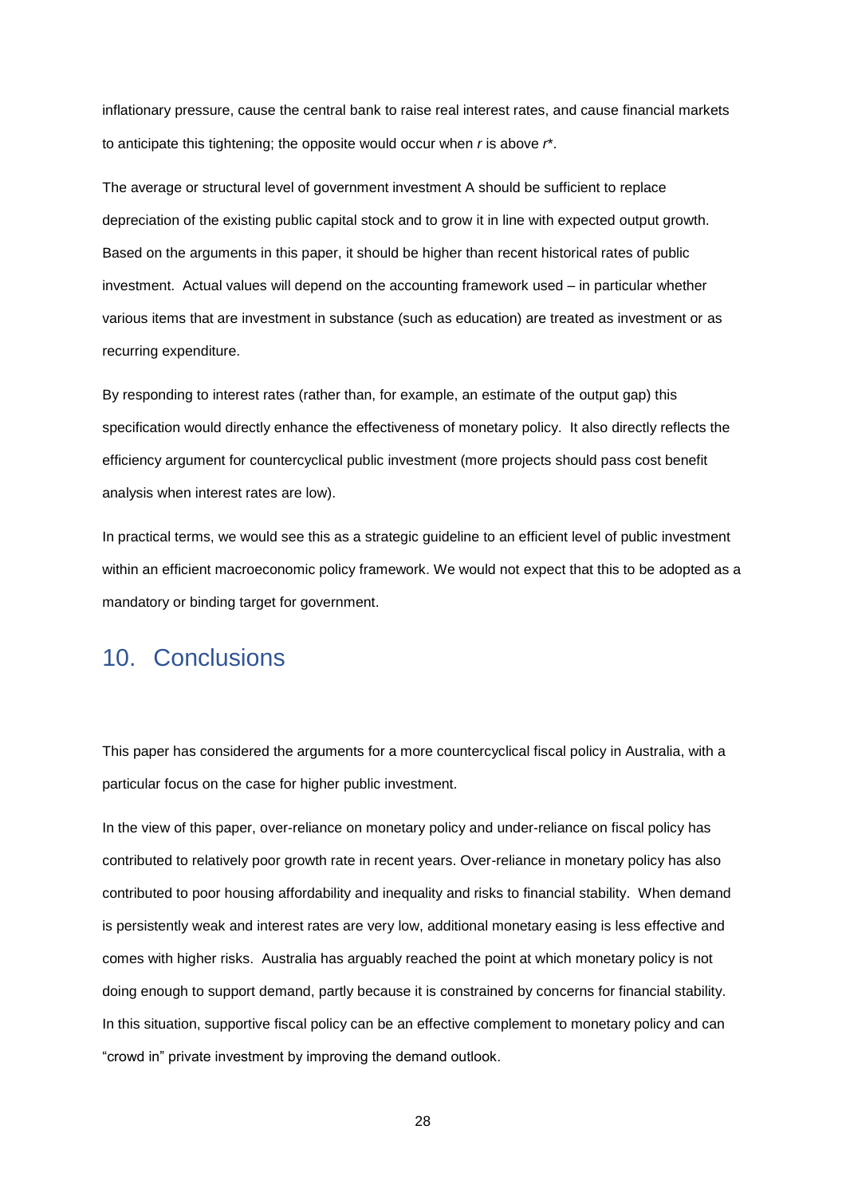inflationary pressure, cause the central bank to raise real interest rates, and cause financial markets to anticipate this tightening; the opposite would occur when $r$ is above $r^*$.

The average or structural level of government investment A should be sufficient to replace depreciation of the existing public capital stock and to grow it in line with expected output growth. Based on the arguments in this paper, it should be higher than recent historical rates of public investment. Actual values will depend on the accounting framework used – in particular whether various items that are investment in substance (such as education) are treated as investment or as recurring expenditure.

By responding to interest rates (rather than, for example, an estimate of the output gap) this specification would directly enhance the effectiveness of monetary policy. It also directly reflects the efficiency argument for countercyclical public investment (more projects should pass cost benefit analysis when interest rates are low).

In practical terms, we would see this as a strategic guideline to an efficient level of public investment within an efficient macroeconomic policy framework. We would not expect that this to be adopted as a mandatory or binding target for government.

## 10. Conclusions

This paper has considered the arguments for a more countercyclical fiscal policy in Australia, with a particular focus on the case for higher public investment.

In the view of this paper, over-reliance on monetary policy and under-reliance on fiscal policy has contributed to relatively poor growth rate in recent years. Over-reliance in monetary policy has also contributed to poor housing affordability and inequality and risks to financial stability. When demand is persistently weak and interest rates are very low, additional monetary easing is less effective and comes with higher risks. Australia has arguably reached the point at which monetary policy is not doing enough to support demand, partly because it is constrained by concerns for financial stability. In this situation, supportive fiscal policy can be an effective complement to monetary policy and can "crowd in" private investment by improving the demand outlook.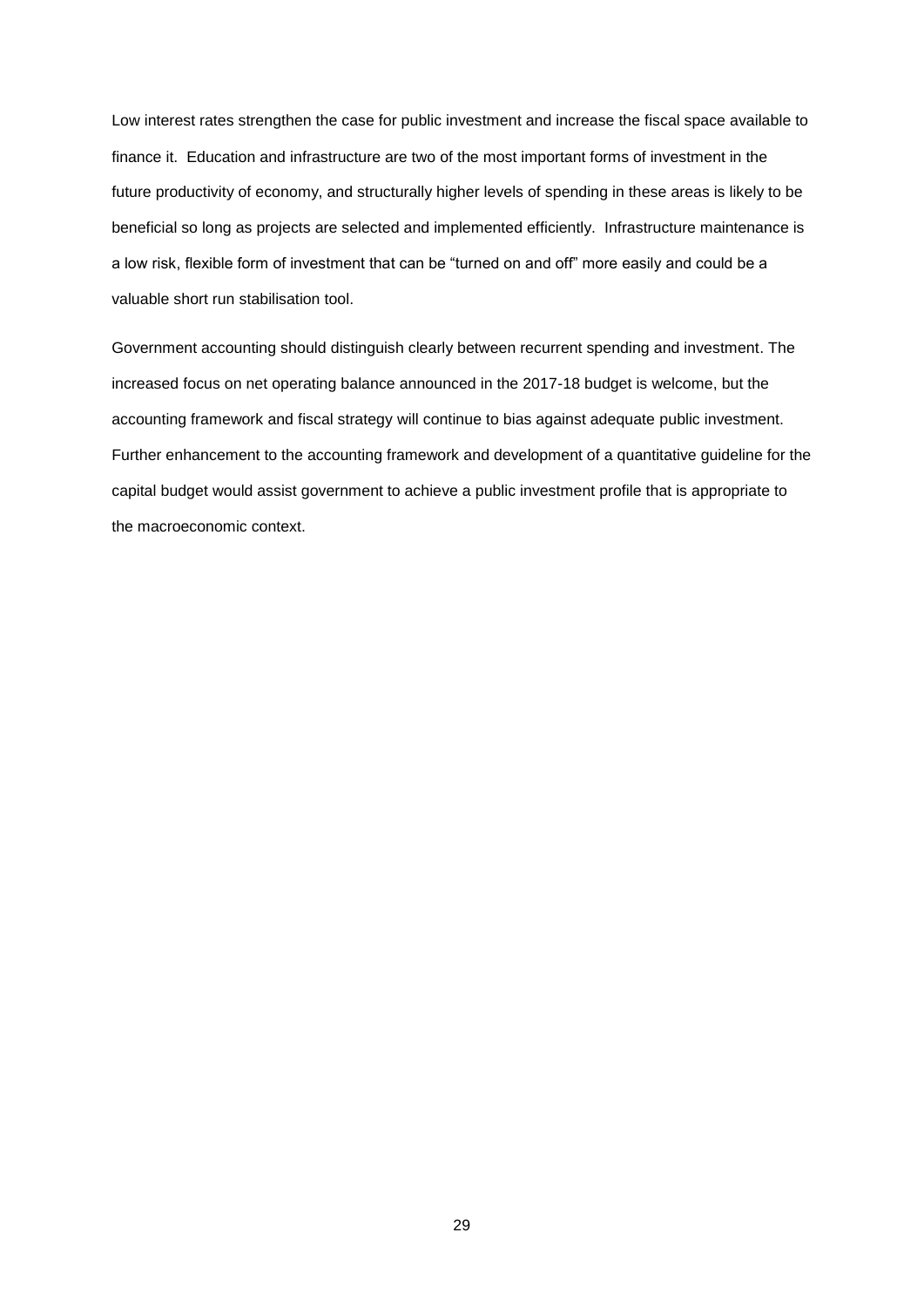Low interest rates strengthen the case for public investment and increase the fiscal space available to finance it.  Education and infrastructure are two of the most important forms of investment in the future productivity of economy, and structurally higher levels of spending in these areas is likely to be beneficial so long as projects are selected and implemented efficiently.  Infrastructure maintenance is a low risk, flexible form of investment that can be "turned on and off" more easily and could be a valuable short run stabilisation tool.

Government accounting should distinguish clearly between recurrent spending and investment. The increased focus on net operating balance announced in the 2017-18 budget is welcome, but the accounting framework and fiscal strategy will continue to bias against adequate public investment. Further enhancement to the accounting framework and development of a quantitative guideline for the capital budget would assist government to achieve a public investment profile that is appropriate to the macroeconomic context.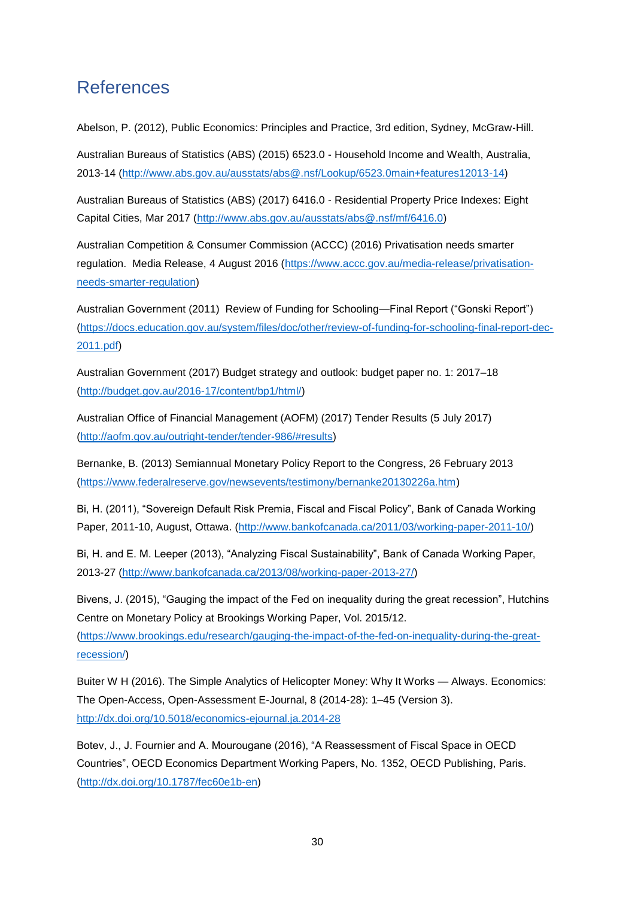# References

Abelson, P. (2012), Public Economics: Principles and Practice, 3rd edition, Sydney, McGraw-Hill.

Australian Bureaus of Statistics (ABS) (2015) 6523.0 - Household Income and Wealth, Australia, 2013-14 (http://www.abs.gov.au/ausstats/abs@.nsf/Lookup/6523.0main+features12013-14)

Australian Bureaus of Statistics (ABS) (2017) 6416.0 - Residential Property Price Indexes: Eight Capital Cities, Mar 2017 (http://www.abs.gov.au/ausstats/abs@.nsf/mf/6416.0)

Australian Competition & Consumer Commission (ACCC) (2016) Privatisation needs smarter regulation. Media Release, 4 August 2016 (https://www.accc.gov.au/media-release/privatisation-needs-smarter-regulation)

Australian Government (2011) Review of Funding for Schooling—Final Report ("Gonski Report") (https://docs.education.gov.au/system/files/doc/other/review-of-funding-for-schooling-final-report-dec-2011.pdf)

Australian Government (2017) Budget strategy and outlook: budget paper no. 1: 2017–18 (http://budget.gov.au/2016-17/content/bp1/html/)

Australian Office of Financial Management (AOFM) (2017) Tender Results (5 July 2017) (http://aofm.gov.au/outright-tender/tender-986/#results)

Bernanke, B. (2013) Semiannual Monetary Policy Report to the Congress, 26 February 2013 (https://www.federalreserve.gov/newsevents/testimony/bernanke20130226a.htm)

Bi, H. (2011), "Sovereign Default Risk Premia, Fiscal and Fiscal Policy", Bank of Canada Working Paper, 2011-10, August, Ottawa. (http://www.bankofcanada.ca/2011/03/working-paper-2011-10/)

Bi, H. and E. M. Leeper (2013), "Analyzing Fiscal Sustainability", Bank of Canada Working Paper, 2013-27 (http://www.bankofcanada.ca/2013/08/working-paper-2013-27/)

Bivens, J. (2015), "Gauging the impact of the Fed on inequality during the great recession", Hutchins Centre on Monetary Policy at Brookings Working Paper, Vol. 2015/12. (https://www.brookings.edu/research/gauging-the-impact-of-the-fed-on-inequality-during-the-great-recession/)

Buiter W H (2016). The Simple Analytics of Helicopter Money: Why It Works — Always. Economics: The Open-Access, Open-Assessment E-Journal, 8 (2014-28): 1–45 (Version 3). http://dx.doi.org/10.5018/economics-ejournal.ja.2014-28

Botev, J., J. Fournier and A. Mourougane (2016), "A Reassessment of Fiscal Space in OECD Countries", OECD Economics Department Working Papers, No. 1352, OECD Publishing, Paris. (http://dx.doi.org/10.1787/fec60e1b-en)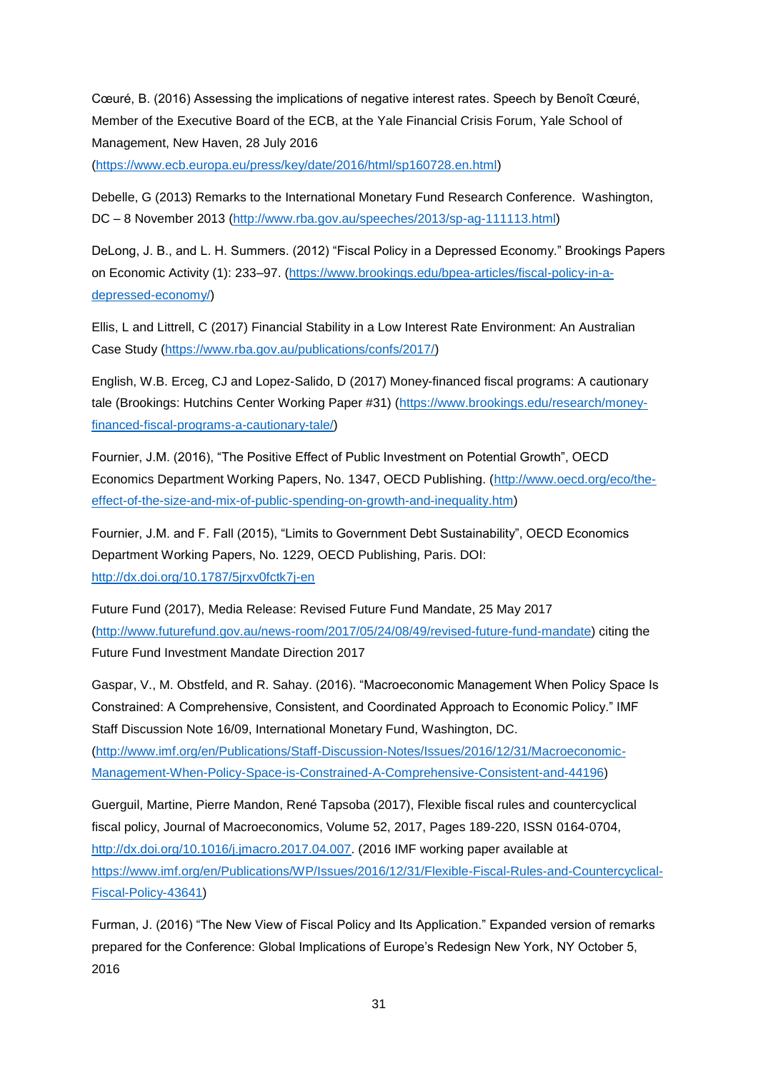Cœuré, B. (2016) Assessing the implications of negative interest rates. Speech by Benoît Cœuré, Member of the Executive Board of the ECB, at the Yale Financial Crisis Forum, Yale School of Management, New Haven, 28 July 2016 (https://www.ecb.europa.eu/press/key/date/2016/html/sp160728.en.html)

Debelle, G (2013) Remarks to the International Monetary Fund Research Conference. Washington, DC – 8 November 2013 (http://www.rba.gov.au/speeches/2013/sp-ag-111113.html)

DeLong, J. B., and L. H. Summers. (2012) "Fiscal Policy in a Depressed Economy." Brookings Papers on Economic Activity (1): 233–97. (https://www.brookings.edu/bpea-articles/fiscal-policy-in-a-depressed-economy/)

Ellis, L and Littrell, C (2017) Financial Stability in a Low Interest Rate Environment: An Australian Case Study (https://www.rba.gov.au/publications/confs/2017/)

English, W.B. Erceg, CJ and Lopez-Salido, D (2017) Money-financed fiscal programs: A cautionary tale (Brookings: Hutchins Center Working Paper #31) (https://www.brookings.edu/research/money-financed-fiscal-programs-a-cautionary-tale/)

Fournier, J.M. (2016), "The Positive Effect of Public Investment on Potential Growth", OECD Economics Department Working Papers, No. 1347, OECD Publishing. (http://www.oecd.org/eco/the-effect-of-the-size-and-mix-of-public-spending-on-growth-and-inequality.htm)

Fournier, J.M. and F. Fall (2015), "Limits to Government Debt Sustainability", OECD Economics Department Working Papers, No. 1229, OECD Publishing, Paris. DOI: http://dx.doi.org/10.1787/5jrxv0fctk7j-en

Future Fund (2017), Media Release: Revised Future Fund Mandate, 25 May 2017 (http://www.futurefund.gov.au/news-room/2017/05/24/08/49/revised-future-fund-mandate) citing the Future Fund Investment Mandate Direction 2017

Gaspar, V., M. Obstfeld, and R. Sahay. (2016). "Macroeconomic Management When Policy Space Is Constrained: A Comprehensive, Consistent, and Coordinated Approach to Economic Policy." IMF Staff Discussion Note 16/09, International Monetary Fund, Washington, DC. (http://www.imf.org/en/Publications/Staff-Discussion-Notes/Issues/2016/12/31/Macroeconomic-Management-When-Policy-Space-is-Constrained-A-Comprehensive-Consistent-and-44196)

Guerguil, Martine, Pierre Mandon, René Tapsoba (2017), Flexible fiscal rules and countercyclical fiscal policy, Journal of Macroeconomics, Volume 52, 2017, Pages 189-220, ISSN 0164-0704, http://dx.doi.org/10.1016/j.jmacro.2017.04.007. (2016 IMF working paper available at https://www.imf.org/en/Publications/WP/Issues/2016/12/31/Flexible-Fiscal-Rules-and-Countercyclical-Fiscal-Policy-43641)

Furman, J. (2016) "The New View of Fiscal Policy and Its Application." Expanded version of remarks prepared for the Conference: Global Implications of Europe's Redesign New York, NY October 5, 2016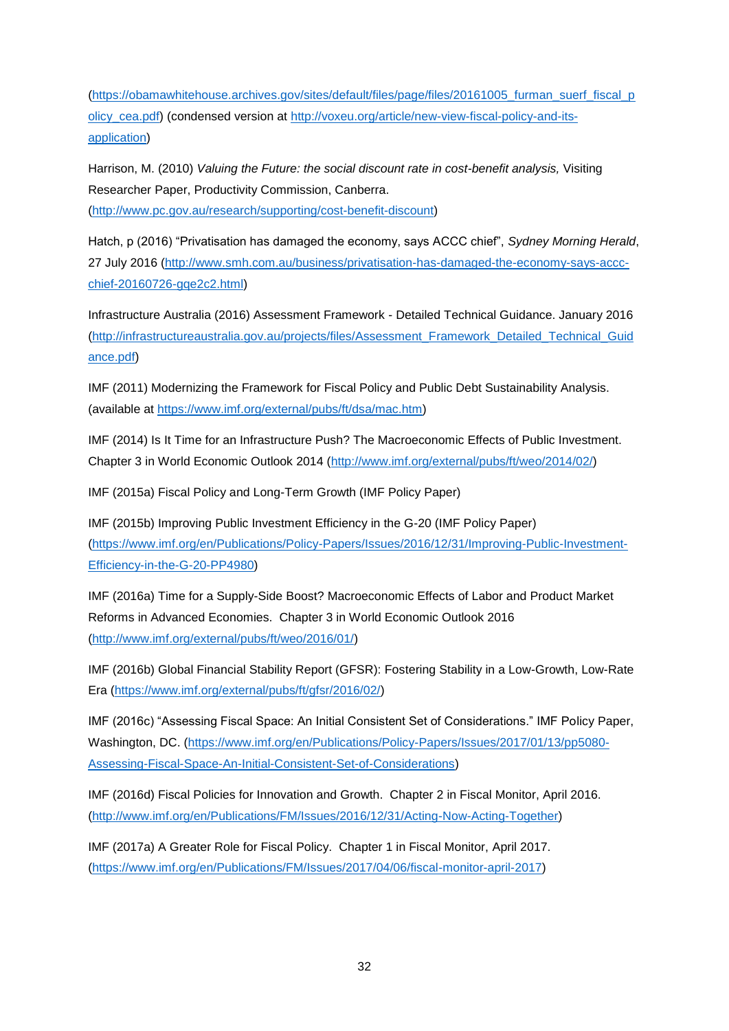(https://obamawhitehouse.archives.gov/sites/default/files/page/files/20161005_furman_suerf_fiscal_policy_cea.pdf) (condensed version at http://voxeu.org/article/new-view-fiscal-policy-and-its-application)

Harrison, M. (2010) *Valuing the Future: the social discount rate in cost-benefit analysis,* Visiting Researcher Paper, Productivity Commission, Canberra. (http://www.pc.gov.au/research/supporting/cost-benefit-discount)

Hatch, p (2016) "Privatisation has damaged the economy, says ACCC chief", *Sydney Morning Herald*, 27 July 2016 (http://www.smh.com.au/business/privatisation-has-damaged-the-economy-says-accc-chief-20160726-gqe2c2.html)

Infrastructure Australia (2016) Assessment Framework - Detailed Technical Guidance. January 2016 (http://infrastructureaustralia.gov.au/projects/files/Assessment_Framework_Detailed_Technical_Guidance.pdf)

IMF (2011) Modernizing the Framework for Fiscal Policy and Public Debt Sustainability Analysis. (available at https://www.imf.org/external/pubs/ft/dsa/mac.htm)

IMF (2014) Is It Time for an Infrastructure Push? The Macroeconomic Effects of Public Investment. Chapter 3 in World Economic Outlook 2014 (http://www.imf.org/external/pubs/ft/weo/2014/02/)

IMF (2015a) Fiscal Policy and Long-Term Growth (IMF Policy Paper)

IMF (2015b) Improving Public Investment Efficiency in the G-20 (IMF Policy Paper) (https://www.imf.org/en/Publications/Policy-Papers/Issues/2016/12/31/Improving-Public-Investment-Efficiency-in-the-G-20-PP4980)

IMF (2016a) Time for a Supply-Side Boost? Macroeconomic Effects of Labor and Product Market Reforms in Advanced Economies. Chapter 3 in World Economic Outlook 2016 (http://www.imf.org/external/pubs/ft/weo/2016/01/)

IMF (2016b) Global Financial Stability Report (GFSR): Fostering Stability in a Low-Growth, Low-Rate Era (https://www.imf.org/external/pubs/ft/gfsr/2016/02/)

IMF (2016c) "Assessing Fiscal Space: An Initial Consistent Set of Considerations." IMF Policy Paper, Washington, DC. (https://www.imf.org/en/Publications/Policy-Papers/Issues/2017/01/13/pp5080-Assessing-Fiscal-Space-An-Initial-Consistent-Set-of-Considerations)

IMF (2016d) Fiscal Policies for Innovation and Growth. Chapter 2 in Fiscal Monitor, April 2016. (http://www.imf.org/en/Publications/FM/Issues/2016/12/31/Acting-Now-Acting-Together)

IMF (2017a) A Greater Role for Fiscal Policy. Chapter 1 in Fiscal Monitor, April 2017. (https://www.imf.org/en/Publications/FM/Issues/2017/04/06/fiscal-monitor-april-2017)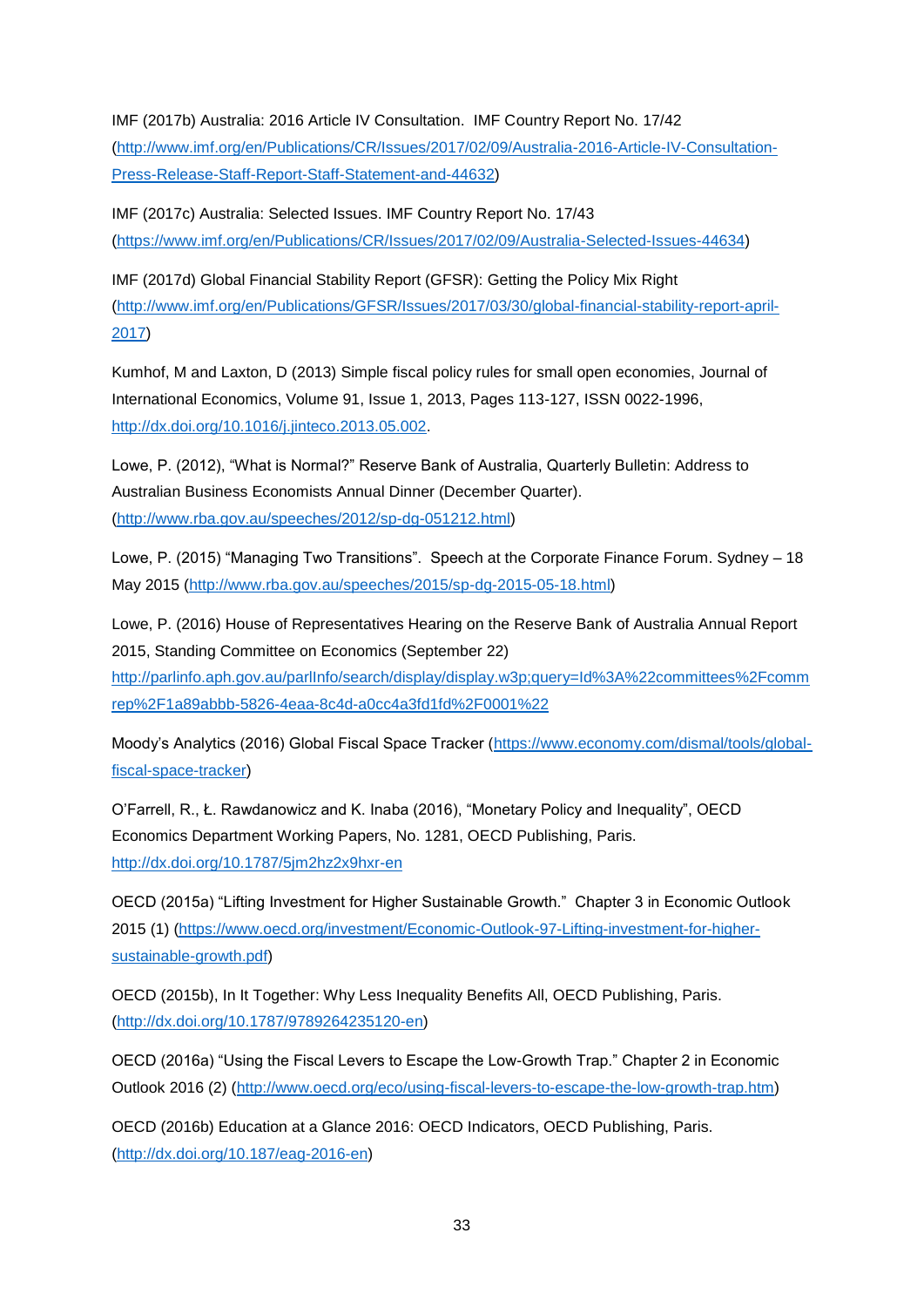IMF (2017b) Australia: 2016 Article IV Consultation. IMF Country Report No. 17/42 (http://www.imf.org/en/Publications/CR/Issues/2017/02/09/Australia-2016-Article-IV-Consultation-Press-Release-Staff-Report-Staff-Statement-and-44632)

IMF (2017c) Australia: Selected Issues. IMF Country Report No. 17/43 (https://www.imf.org/en/Publications/CR/Issues/2017/02/09/Australia-Selected-Issues-44634)

IMF (2017d) Global Financial Stability Report (GFSR): Getting the Policy Mix Right (http://www.imf.org/en/Publications/GFSR/Issues/2017/03/30/global-financial-stability-report-april-2017)

Kumhof, M and Laxton, D (2013) Simple fiscal policy rules for small open economies, Journal of International Economics, Volume 91, Issue 1, 2013, Pages 113-127, ISSN 0022-1996, http://dx.doi.org/10.1016/j.jinteco.2013.05.002.

Lowe, P. (2012), "What is Normal?" Reserve Bank of Australia, Quarterly Bulletin: Address to Australian Business Economists Annual Dinner (December Quarter). (http://www.rba.gov.au/speeches/2012/sp-dg-051212.html)

Lowe, P. (2015) "Managing Two Transitions". Speech at the Corporate Finance Forum. Sydney – 18 May 2015 (http://www.rba.gov.au/speeches/2015/sp-dg-2015-05-18.html)

Lowe, P. (2016) House of Representatives Hearing on the Reserve Bank of Australia Annual Report 2015, Standing Committee on Economics (September 22) http://parlinfo.aph.gov.au/parlInfo/search/display/display.w3p;query=Id%3A%22committees%2Fcommrep%2F1a89abbb-5826-4eaa-8c4d-a0cc4a3fd1fd%2F0001%22

Moody's Analytics (2016) Global Fiscal Space Tracker (https://www.economy.com/dismal/tools/global-fiscal-space-tracker)

O'Farrell, R., Ł. Rawdanowicz and K. Inaba (2016), "Monetary Policy and Inequality", OECD Economics Department Working Papers, No. 1281, OECD Publishing, Paris. http://dx.doi.org/10.1787/5jm2hz2x9hxr-en

OECD (2015a) "Lifting Investment for Higher Sustainable Growth." Chapter 3 in Economic Outlook 2015 (1) (https://www.oecd.org/investment/Economic-Outlook-97-Lifting-investment-for-higher-sustainable-growth.pdf)

OECD (2015b), In It Together: Why Less Inequality Benefits All, OECD Publishing, Paris. (http://dx.doi.org/10.1787/9789264235120-en)

OECD (2016a) "Using the Fiscal Levers to Escape the Low-Growth Trap." Chapter 2 in Economic Outlook 2016 (2) (http://www.oecd.org/eco/using-fiscal-levers-to-escape-the-low-growth-trap.htm)

OECD (2016b) Education at a Glance 2016: OECD Indicators, OECD Publishing, Paris. (http://dx.doi.org/10.187/eag-2016-en)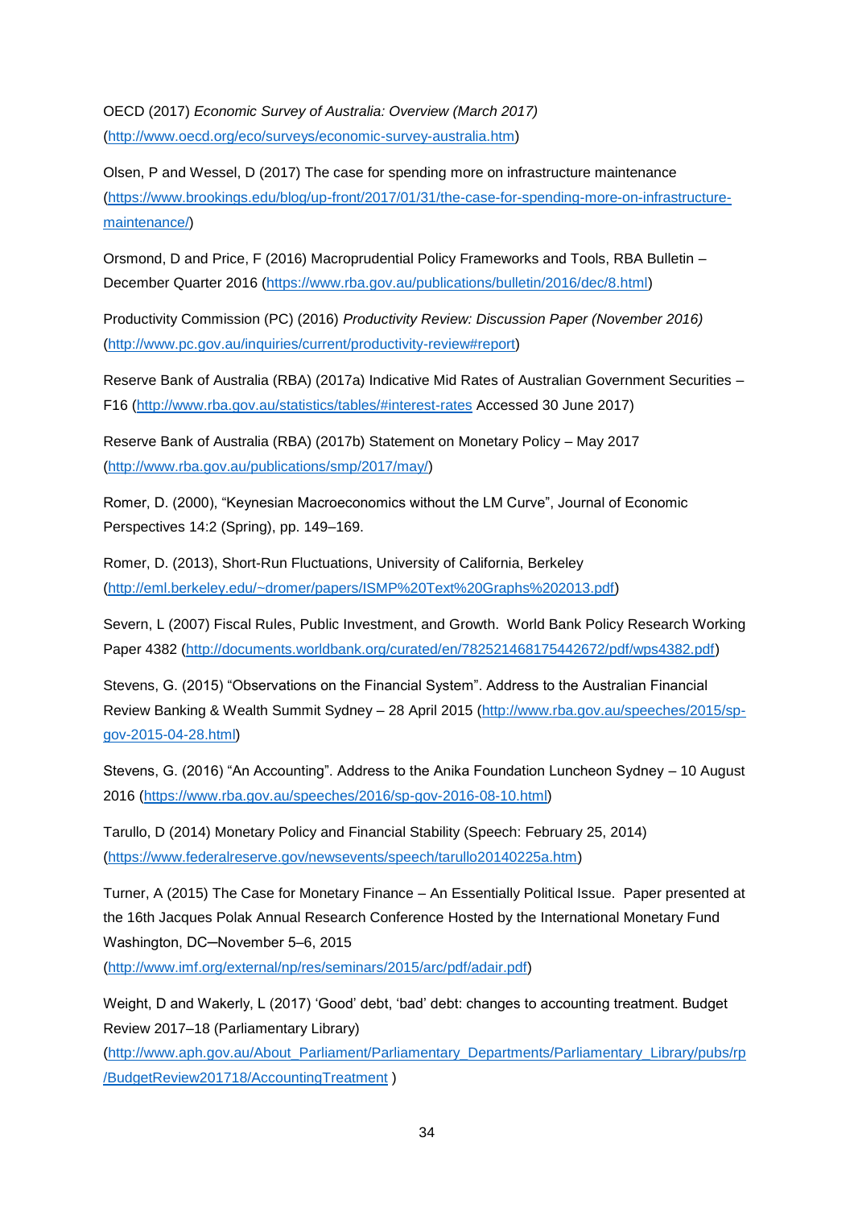OECD (2017) *Economic Survey of Australia: Overview (March 2017)* (http://www.oecd.org/eco/surveys/economic-survey-australia.htm)

Olsen, P and Wessel, D (2017) The case for spending more on infrastructure maintenance (https://www.brookings.edu/blog/up-front/2017/01/31/the-case-for-spending-more-on-infrastructure-maintenance/)

Orsmond, D and Price, F (2016) Macroprudential Policy Frameworks and Tools, RBA Bulletin – December Quarter 2016 (https://www.rba.gov.au/publications/bulletin/2016/dec/8.html)

Productivity Commission (PC) (2016) *Productivity Review: Discussion Paper (November 2016)* (http://www.pc.gov.au/inquiries/current/productivity-review#report)

Reserve Bank of Australia (RBA) (2017a) Indicative Mid Rates of Australian Government Securities – F16 (http://www.rba.gov.au/statistics/tables/#interest-rates Accessed 30 June 2017)

Reserve Bank of Australia (RBA) (2017b) Statement on Monetary Policy – May 2017 (http://www.rba.gov.au/publications/smp/2017/may/)

Romer, D. (2000), "Keynesian Macroeconomics without the LM Curve", Journal of Economic Perspectives 14:2 (Spring), pp. 149–169.

Romer, D. (2013), Short-Run Fluctuations, University of California, Berkeley (http://eml.berkeley.edu/~dromer/papers/ISMP%20Text%20Graphs%202013.pdf)

Severn, L (2007) Fiscal Rules, Public Investment, and Growth. World Bank Policy Research Working Paper 4382 (http://documents.worldbank.org/curated/en/782521468175442672/pdf/wps4382.pdf)

Stevens, G. (2015) "Observations on the Financial System". Address to the Australian Financial Review Banking & Wealth Summit Sydney – 28 April 2015 (http://www.rba.gov.au/speeches/2015/sp-gov-2015-04-28.html)

Stevens, G. (2016) "An Accounting". Address to the Anika Foundation Luncheon Sydney – 10 August 2016 (https://www.rba.gov.au/speeches/2016/sp-gov-2016-08-10.html)

Tarullo, D (2014) Monetary Policy and Financial Stability (Speech: February 25, 2014) (https://www.federalreserve.gov/newsevents/speech/tarullo20140225a.htm)

Turner, A (2015) The Case for Monetary Finance – An Essentially Political Issue. Paper presented at the 16th Jacques Polak Annual Research Conference Hosted by the International Monetary Fund Washington, DC—November 5–6, 2015 (http://www.imf.org/external/np/res/seminars/2015/arc/pdf/adair.pdf)

Weight, D and Wakerly, L (2017) 'Good' debt, 'bad' debt: changes to accounting treatment. Budget Review 2017–18 (Parliamentary Library) (http://www.aph.gov.au/About_Parliament/Parliamentary_Departments/Parliamentary_Library/pubs/rp/BudgetReview201718/AccountingTreatment )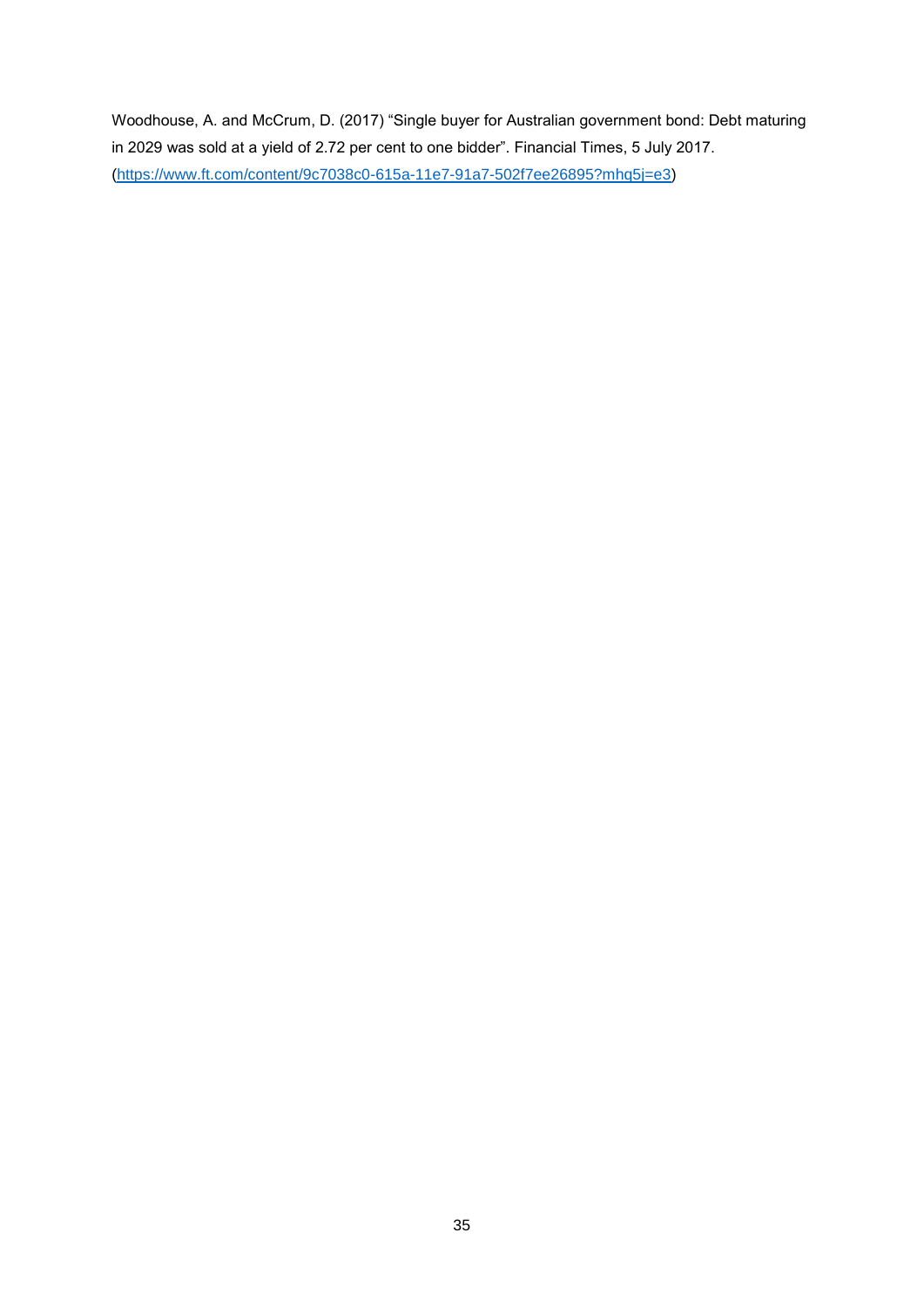Woodhouse, A. and McCrum, D. (2017) “Single buyer for Australian government bond: Debt maturing in 2029 was sold at a yield of 2.72 per cent to one bidder”. Financial Times, 5 July 2017. (https://www.ft.com/content/9c7038c0-615a-11e7-91a7-502f7ee26895?mhq5j=e3)